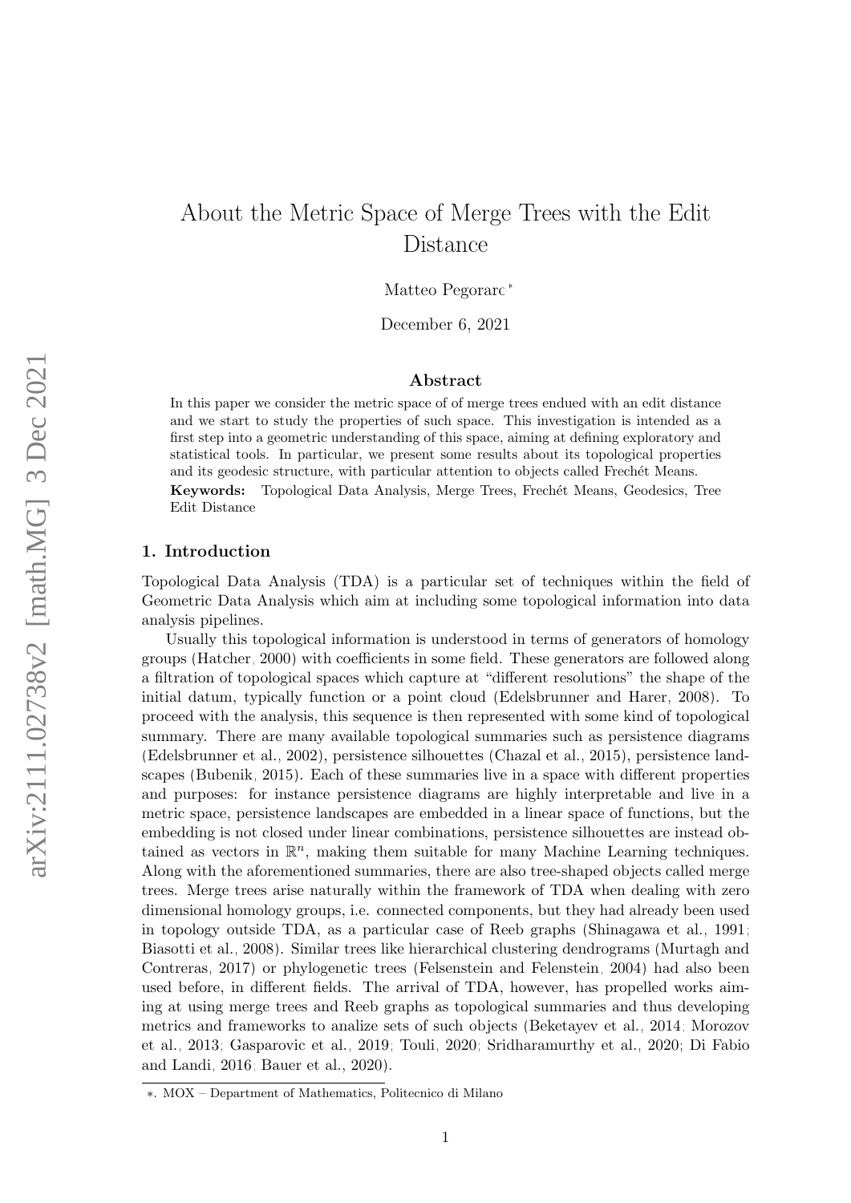# About the Metric Space of Merge Trees with the Edit Distance

Matteo Pegoraro[*]

December 6, 2021

## Abstract

In this paper we consider the metric space of of merge trees endued with an edit distance and we start to study the properties of such space. This investigation is intended as a first step into a geometric understanding of this space, aiming at defining exploratory and statistical tools. In particular, we present some results about its topological properties and its geodesic structure, with particular attention to objects called Frechét Means.

**Keywords:** Topological Data Analysis, Merge Trees, Frechét Means, Geodesics, Tree Edit Distance

## 1. Introduction

Topological Data Analysis (TDA) is a particular set of techniques within the field of Geometric Data Analysis which aim at including some topological information into data analysis pipelines.

Usually this topological information is understood in terms of generators of homology groups (Hatcher, 2000) with coefficients in some field. These generators are followed along a filtration of topological spaces which capture at "different resolutions" the shape of the initial datum, typically function or a point cloud (Edelsbrunner and Harer, 2008). To proceed with the analysis, this sequence is then represented with some kind of topological summary. There are many available topological summaries such as persistence diagrams (Edelsbrunner et al., 2002), persistence silhouettes (Chazal et al., 2015), persistence landscapes (Bubenik, 2015). Each of these summaries live in a space with different properties and purposes: for instance persistence diagrams are highly interpretable and live in a metric space, persistence landscapes are embedded in a linear space of functions, but the embedding is not closed under linear combinations, persistence silhouettes are instead obtained as vectors in $\mathbb{R}^n$, making them suitable for many Machine Learning techniques. Along with the aforementioned summaries, there are also tree-shaped objects called merge trees. Merge trees arise naturally within the framework of TDA when dealing with zero dimensional homology groups, i.e. connected components, but they had already been used in topology outside TDA, as a particular case of Reeb graphs (Shinagawa et al., 1991; Biasotti et al., 2008). Similar trees like hierarchical clustering dendrograms (Murtagh and Contreras, 2017) or phylogenetic trees (Felsenstein and Felenstein, 2004) had also been used before, in different fields. The arrival of TDA, however, has propelled works aiming at using merge trees and Reeb graphs as topological summaries and thus developing metrics and frameworks to analize sets of such objects (Beketayev et al., 2014; Morozov et al., 2013; Gasparovic et al., 2019; Touli, 2020; Sridharamurthy et al., 2020; Di Fabio and Landi, 2016; Bauer et al., 2020).

[*]. MOX – Department of Mathematics, Politecnico di Milano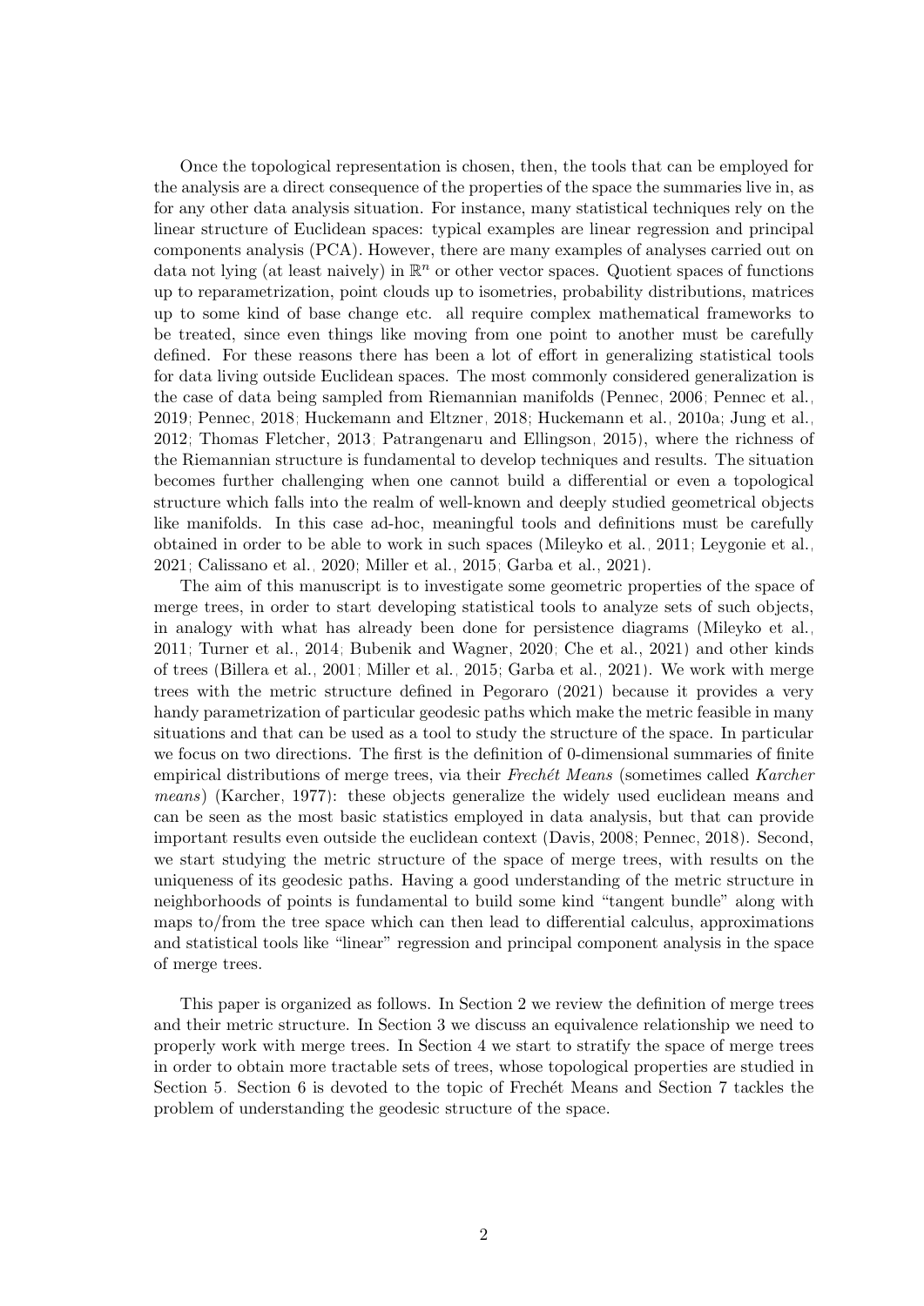Once the topological representation is chosen, then, the tools that can be employed for the analysis are a direct consequence of the properties of the space the summaries live in, as for any other data analysis situation. For instance, many statistical techniques rely on the linear structure of Euclidean spaces: typical examples are linear regression and principal components analysis (PCA). However, there are many examples of analyses carried out on data not lying (at least naively) in $\mathbb{R}^n$ or other vector spaces. Quotient spaces of functions up to reparametrization, point clouds up to isometries, probability distributions, matrices up to some kind of base change etc. all require complex mathematical frameworks to be treated, since even things like moving from one point to another must be carefully defined. For these reasons there has been a lot of effort in generalizing statistical tools for data living outside Euclidean spaces. The most commonly considered generalization is the case of data being sampled from Riemannian manifolds (Pennec, 2006; Pennec et al., 2019; Pennec, 2018; Huckemann and Eltzner, 2018; Huckemann et al., 2010a; Jung et al., 2012; Thomas Fletcher, 2013; Patrangenaru and Ellingson, 2015), where the richness of the Riemannian structure is fundamental to develop techniques and results. The situation becomes further challenging when one cannot build a differential or even a topological structure which falls into the realm of well-known and deeply studied geometrical objects like manifolds. In this case ad-hoc, meaningful tools and definitions must be carefully obtained in order to be able to work in such spaces (Mileyko et al., 2011; Leygonie et al., 2021; Calissano et al., 2020; Miller et al., 2015; Garba et al., 2021).

The aim of this manuscript is to investigate some geometric properties of the space of merge trees, in order to start developing statistical tools to analyze sets of such objects, in analogy with what has already been done for persistence diagrams (Mileyko et al., 2011; Turner et al., 2014; Bubenik and Wagner, 2020; Che et al., 2021) and other kinds of trees (Billera et al., 2001; Miller et al., 2015; Garba et al., 2021). We work with merge trees with the metric structure defined in Pegoraro (2021) because it provides a very handy parametrization of particular geodesic paths which make the metric feasible in many situations and that can be used as a tool to study the structure of the space. In particular we focus on two directions. The first is the definition of 0-dimensional summaries of finite empirical distributions of merge trees, via their *Frechét Means* (sometimes called *Karcher means*) (Karcher, 1977): these objects generalize the widely used euclidean means and can be seen as the most basic statistics employed in data analysis, but that can provide important results even outside the euclidean context (Davis, 2008; Pennec, 2018). Second, we start studying the metric structure of the space of merge trees, with results on the uniqueness of its geodesic paths. Having a good understanding of the metric structure in neighborhoods of points is fundamental to build some kind "tangent bundle" along with maps to/from the tree space which can then lead to differential calculus, approximations and statistical tools like "linear" regression and principal component analysis in the space of merge trees.

This paper is organized as follows. In Section 2 we review the definition of merge trees and their metric structure. In Section 3 we discuss an equivalence relationship we need to properly work with merge trees. In Section 4 we start to stratify the space of merge trees in order to obtain more tractable sets of trees, whose topological properties are studied in Section 5. Section 6 is devoted to the topic of Frechét Means and Section 7 tackles the problem of understanding the geodesic structure of the space.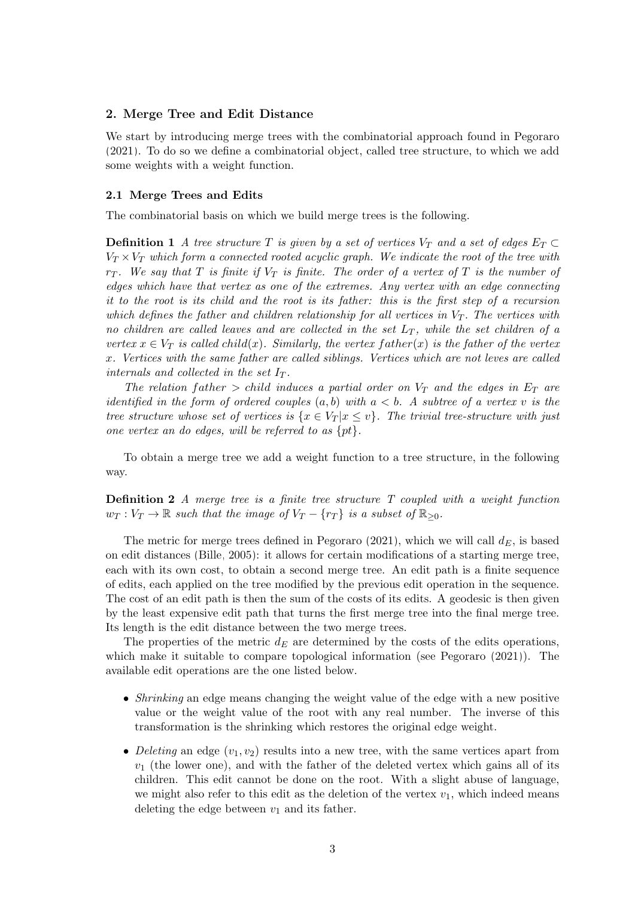## 2. Merge Tree and Edit Distance

We start by introducing merge trees with the combinatorial approach found in Pegoraro (2021). To do so we define a combinatorial object, called tree structure, to which we add some weights with a weight function.

### 2.1 Merge Trees and Edits

The combinatorial basis on which we build merge trees is the following.

**Definition 1** *A tree structure $T$ is given by a set of vertices $V_T$ and a set of edges $E_T \subset V_T \times V_T$ which form a connected rooted acyclic graph. We indicate the root of the tree with $r_T$. We say that $T$ is finite if $V_T$ is finite. The order of a vertex of $T$ is the number of edges which have that vertex as one of the extremes. Any vertex with an edge connecting it to the root is its child and the root is its father: this is the first step of a recursion which defines the father and children relationship for all vertices in $V_T$. The vertices with no children are called leaves and are collected in the set $L_T$, while the set children of a vertex $x \in V_T$ is called $child(x)$. Similarly, the vertex $father(x)$ is the father of the vertex $x$. Vertices with the same father are called siblings. Vertices which are not leves are called internals and collected in the set $I_T$.*

*The relation $father > child$ induces a partial order on $V_T$ and the edges in $E_T$ are identified in the form of ordered couples $(a, b)$ with $a < b$. A subtree of a vertex $v$ is the tree structure whose set of vertices is $\{x \in V_T | x \leq v\}$. The trivial tree-structure with just one vertex an do edges, will be referred to as $\{pt\}$.*

To obtain a merge tree we add a weight function to a tree structure, in the following way.

**Definition 2** *A merge tree is a finite tree structure $T$ coupled with a weight function $w_T : V_T \to \mathbb{R}$ such that the image of $V_T - \{r_T\}$ is a subset of $\mathbb{R}_{\geq 0}$.*

The metric for merge trees defined in Pegoraro (2021), which we will call $d_E$, is based on edit distances (Bille, 2005): it allows for certain modifications of a starting merge tree, each with its own cost, to obtain a second merge tree. An edit path is a finite sequence of edits, each applied on the tree modified by the previous edit operation in the sequence. The cost of an edit path is then the sum of the costs of its edits. A geodesic is then given by the least expensive edit path that turns the first merge tree into the final merge tree. Its length is the edit distance between the two merge trees.

The properties of the metric $d_E$ are determined by the costs of the edits operations, which make it suitable to compare topological information (see Pegoraro (2021)). The available edit operations are the one listed below.

- *Shrinking* an edge means changing the weight value of the edge with a new positive value or the weight value of the root with any real number. The inverse of this transformation is the shrinking which restores the original edge weight.
- *Deleting* an edge $(v_1, v_2)$ results into a new tree, with the same vertices apart from $v_1$ (the lower one), and with the father of the deleted vertex which gains all of its children. This edit cannot be done on the root. With a slight abuse of language, we might also refer to this edit as the deletion of the vertex $v_1$, which indeed means deleting the edge between $v_1$ and its father.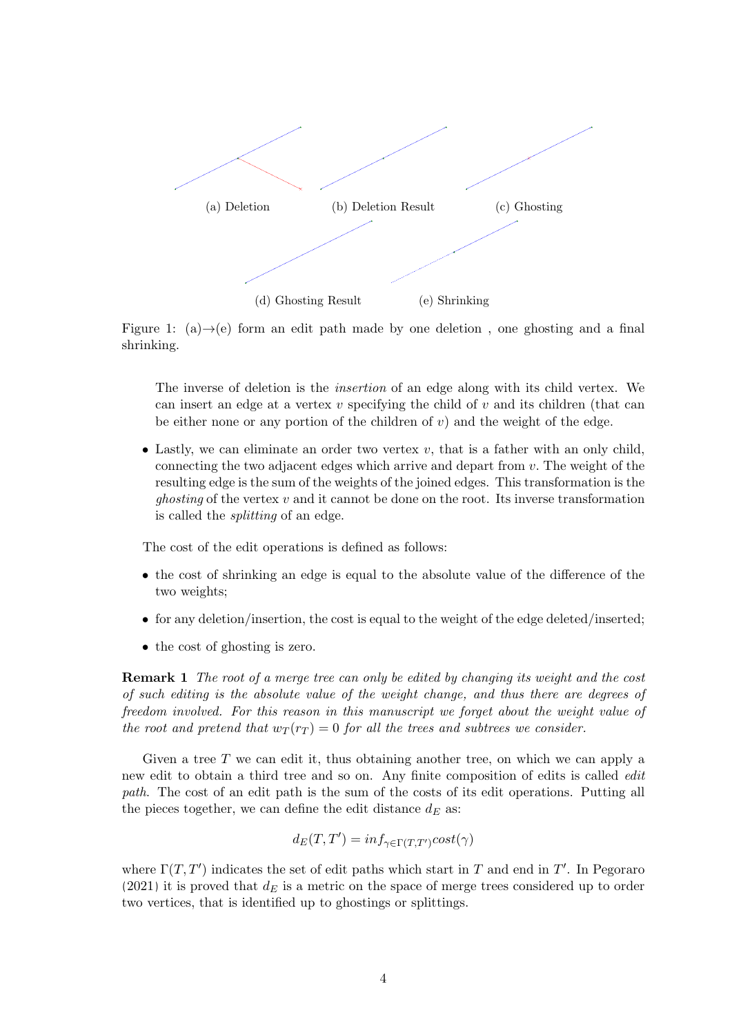(a) Deletion (b) Deletion Result (c) Ghosting

(d) Ghosting Result (e) Shrinking

Figure 1: (a)→(e) form an edit path made by one deletion , one ghosting and a final shrinking.

The inverse of deletion is the *insertion* of an edge along with its child vertex. We can insert an edge at a vertex $v$ specifying the child of $v$ and its children (that can be either none or any portion of the children of $v$) and the weight of the edge.

- Lastly, we can eliminate an order two vertex $v$, that is a father with an only child, connecting the two adjacent edges which arrive and depart from $v$. The weight of the resulting edge is the sum of the weights of the joined edges. This transformation is the *ghosting* of the vertex $v$ and it cannot be done on the root. Its inverse transformation is called the *splitting* of an edge.

The cost of the edit operations is defined as follows:

- the cost of shrinking an edge is equal to the absolute value of the difference of the two weights;
- for any deletion/insertion, the cost is equal to the weight of the edge deleted/inserted;
- the cost of ghosting is zero.

**Remark 1** *The root of a merge tree can only be edited by changing its weight and the cost of such editing is the absolute value of the weight change, and thus there are degrees of freedom involved. For this reason in this manuscript we forget about the weight value of the root and pretend that $w_T(r_T) = 0$ for all the trees and subtrees we consider.*

Given a tree $T$ we can edit it, thus obtaining another tree, on which we can apply a new edit to obtain a third tree and so on. Any finite composition of edits is called *edit path*. The cost of an edit path is the sum of the costs of its edit operations. Putting all the pieces together, we can define the edit distance $d_E$ as:

$$d_E(T, T') = inf_{\gamma \in \Gamma(T,T')} cost(\gamma)$$

where $\Gamma(T, T')$ indicates the set of edit paths which start in $T$ and end in $T'$. In Pegoraro (2021) it is proved that $d_E$ is a metric on the space of merge trees considered up to order two vertices, that is identified up to ghostings or splittings.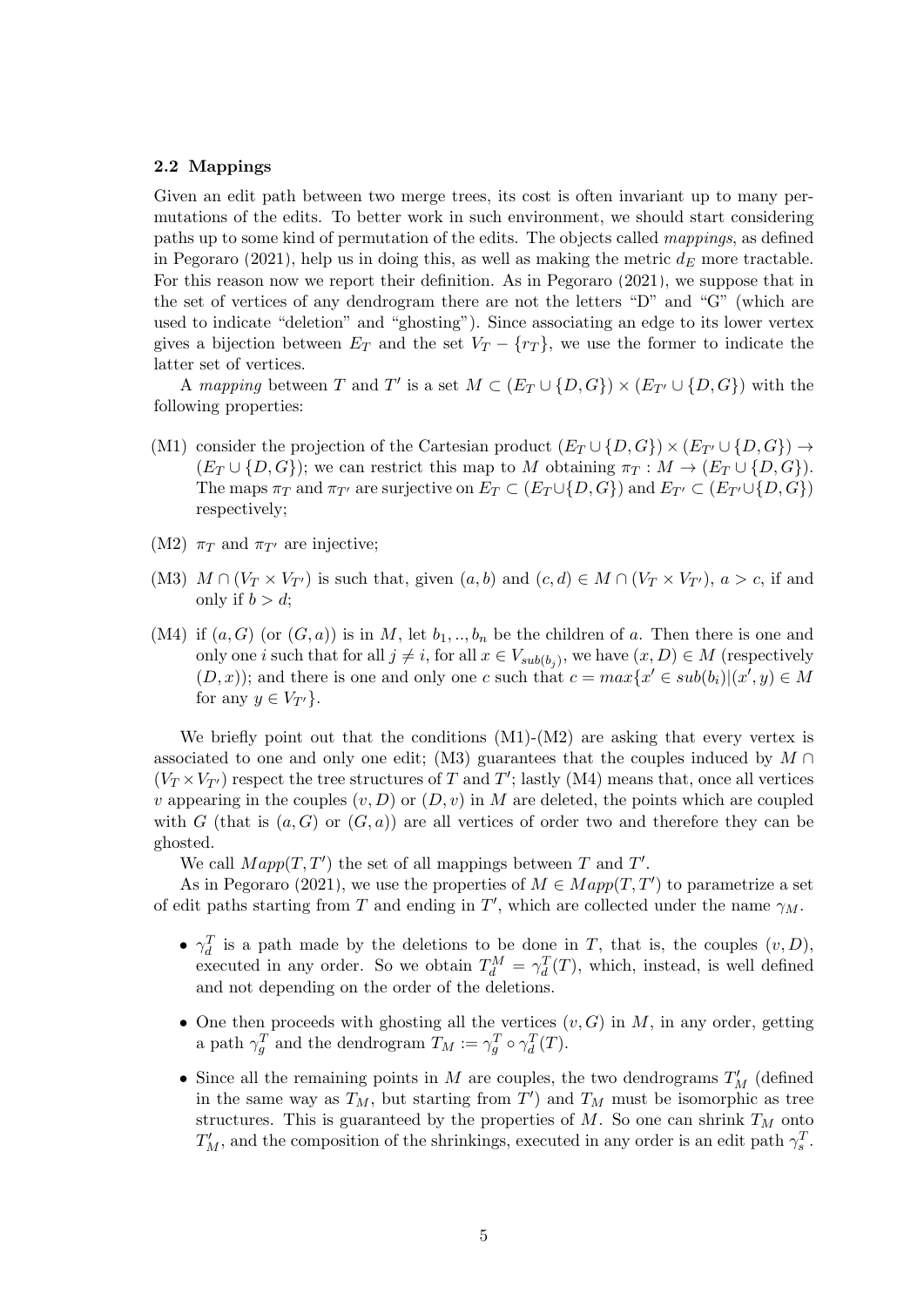### 2.2 Mappings

Given an edit path between two merge trees, its cost is often invariant up to many permutations of the edits. To better work in such environment, we should start considering paths up to some kind of permutation of the edits. The objects called *mappings*, as defined in Pegoraro (2021), help us in doing this, as well as making the metric $d_E$ more tractable. For this reason now we report their definition. As in Pegoraro (2021), we suppose that in the set of vertices of any dendrogram there are not the letters "D" and "G" (which are used to indicate "deletion" and "ghosting"). Since associating an edge to its lower vertex gives a bijection between $E_T$ and the set $V_T - \{r_T\}$, we use the former to indicate the latter set of vertices.

A *mapping* between $T$ and $T'$ is a set $M \subset (E_T \cup \{D, G\}) \times (E_{T'} \cup \{D, G\})$ with the following properties:

(M1) consider the projection of the Cartesian product $(E_T \cup \{D, G\}) \times (E_{T'} \cup \{D, G\}) \rightarrow (E_T \cup \{D, G\})$; we can restrict this map to $M$ obtaining $\pi_T : M \rightarrow (E_T \cup \{D, G\})$. The maps $\pi_T$ and $\pi_{T'}$ are surjective on $E_T \subset (E_T \cup \{D, G\})$ and $E_{T'} \subset (E_{T'} \cup \{D, G\})$ respectively;

(M2) $\pi_T$ and $\pi_{T'}$ are injective;

(M3) $M \cap (V_T \times V_{T'})$ is such that, given $(a, b)$ and $(c, d) \in M \cap (V_T \times V_{T'})$, $a > c$, if and only if $b > d$;

(M4) if $(a, G)$ (or $(G, a)$) is in $M$, let $b_1, .., b_n$ be the children of $a$. Then there is one and only one $i$ such that for all $j \neq i$, for all $x \in V_{sub(b_j)}$, we have $(x, D) \in M$ (respectively $(D, x)$); and there is one and only one $c$ such that $c = max\{x' \in sub(b_i) | (x', y) \in M$ for any $y \in V_{T'}\}$.

We briefly point out that the conditions (M1)-(M2) are asking that every vertex is associated to one and only one edit; (M3) guarantees that the couples induced by $M \cap (V_T \times V_{T'})$ respect the tree structures of $T$ and $T'$; lastly (M4) means that, once all vertices $v$ appearing in the couples $(v, D)$ or $(D, v)$ in $M$ are deleted, the points which are coupled with $G$ (that is $(a, G)$ or $(G, a)$) are all vertices of order two and therefore they can be ghosted.

We call $Mapp(T, T')$ the set of all mappings between $T$ and $T'$.

As in Pegoraro (2021), we use the properties of $M \in Mapp(T, T')$ to parametrize a set of edit paths starting from $T$ and ending in $T'$, which are collected under the name $\gamma_M$.

- $\gamma_d^T$ is a path made by the deletions to be done in $T$, that is, the couples $(v, D)$, executed in any order. So we obtain $T_d^M = \gamma_d^T(T)$, which, instead, is well defined and not depending on the order of the deletions.
- One then proceeds with ghosting all the vertices $(v, G)$ in $M$, in any order, getting a path $\gamma_g^T$ and the dendrogram $T_M := \gamma_g^T \circ \gamma_d^T(T)$.
- Since all the remaining points in $M$ are couples, the two dendrograms $T'_M$ (defined in the same way as $T_M$, but starting from $T'$) and $T_M$ must be isomorphic as tree structures. This is guaranteed by the properties of $M$. So one can shrink $T_M$ onto $T'_M$, and the composition of the shrinkings, executed in any order is an edit path $\gamma_s^T$.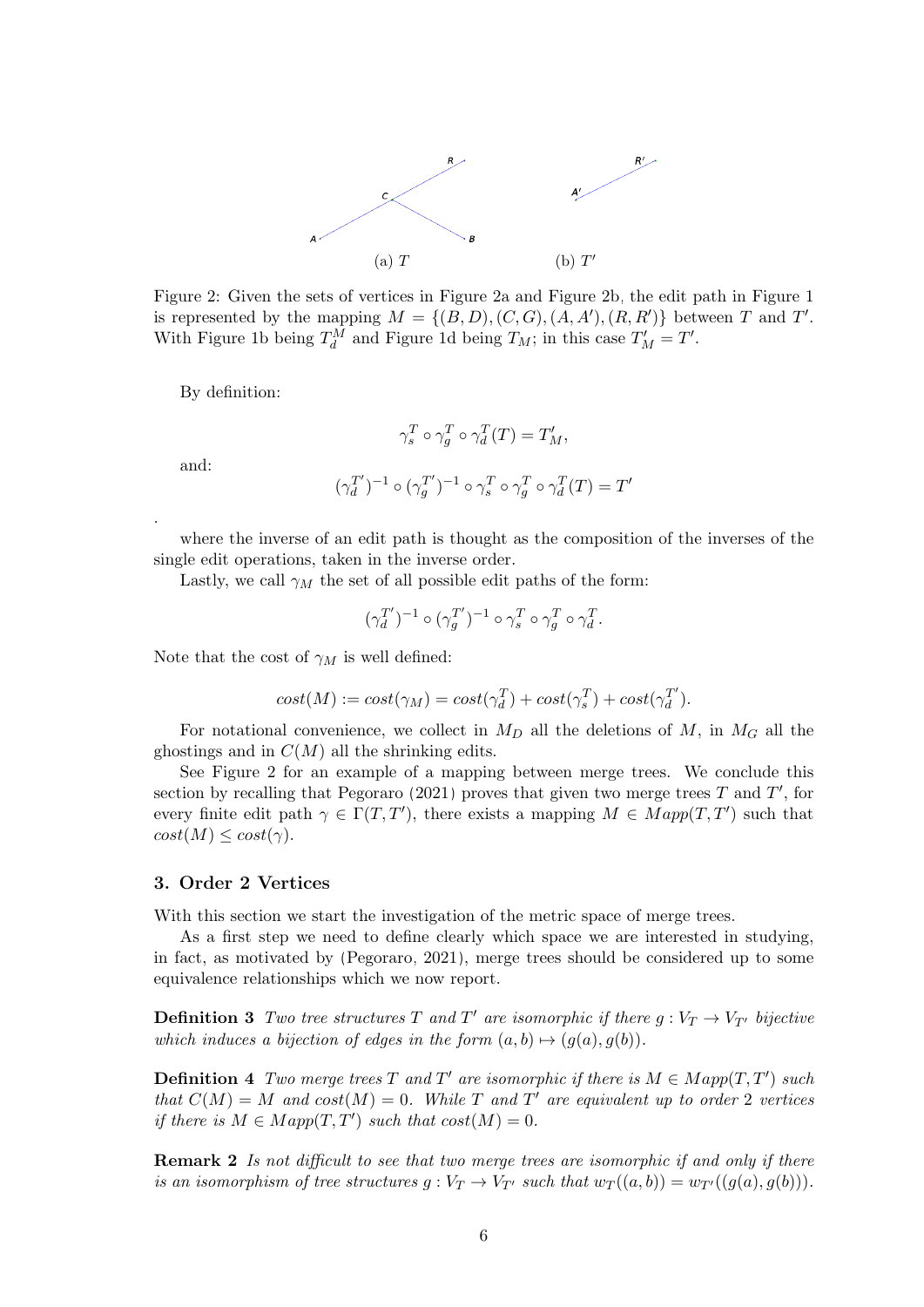(a) $T$ (b) $T'$

Figure 2: Given the sets of vertices in Figure 2a and Figure 2b, the edit path in Figure 1 is represented by the mapping $M = \{(B, D), (C, G), (A, A'), (R, R')\}$ between $T$ and $T'$. With Figure 1b being $T_d^M$ and Figure 1d being $T_M$; in this case $T'_M = T'$.

By definition:

$$\gamma_s^T \circ \gamma_g^T \circ \gamma_d^T(T) = T'_M,$$

and:

$$(\gamma_d^{T'})^{-1} \circ (\gamma_g^{T'})^{-1} \circ \gamma_s^T \circ \gamma_g^T \circ \gamma_d^T(T) = T'$$

.

where the inverse of an edit path is thought as the composition of the inverses of the single edit operations, taken in the inverse order.

Lastly, we call $\gamma_M$ the set of all possible edit paths of the form:

$$(\gamma_d^{T'})^{-1} \circ (\gamma_g^{T'})^{-1} \circ \gamma_s^T \circ \gamma_g^T \circ \gamma_d^T.$$

Note that the cost of $\gamma_M$ is well defined:

$$cost(M) := cost(\gamma_M) = cost(\gamma_d^T) + cost(\gamma_s^T) + cost(\gamma_d^{T'}).$$

For notational convenience, we collect in $M_D$ all the deletions of $M$, in $M_G$ all the ghostings and in $C(M)$ all the shrinking edits.

See Figure 2 for an example of a mapping between merge trees. We conclude this section by recalling that Pegoraro (2021) proves that given two merge trees $T$ and $T'$, for every finite edit path $\gamma \in \Gamma(T, T')$, there exists a mapping $M \in Mapp(T, T')$ such that $cost(M) \leq cost(\gamma)$.

## 3. Order 2 Vertices

With this section we start the investigation of the metric space of merge trees.

As a first step we need to define clearly which space we are interested in studying, in fact, as motivated by (Pegoraro, 2021), merge trees should be considered up to some equivalence relationships which we now report.

**Definition 3** *Two tree structures $T$ and $T'$ are isomorphic if there $g : V_T \rightarrow V_{T'}$ bijective which induces a bijection of edges in the form $(a, b) \mapsto (g(a), g(b))$.*

**Definition 4** *Two merge trees $T$ and $T'$ are isomorphic if there is $M \in Mapp(T, T')$ such that $C(M) = M$ and $cost(M) = 0$. While $T$ and $T'$ are equivalent up to order 2 vertices if there is $M \in Mapp(T, T')$ such that $cost(M) = 0$.*

**Remark 2** *Is not difficult to see that two merge trees are isomorphic if and only if there is an isomorphism of tree structures $g : V_T \rightarrow V_{T'}$ such that $w_T((a, b)) = w_{T'}((g(a), g(b)))$.*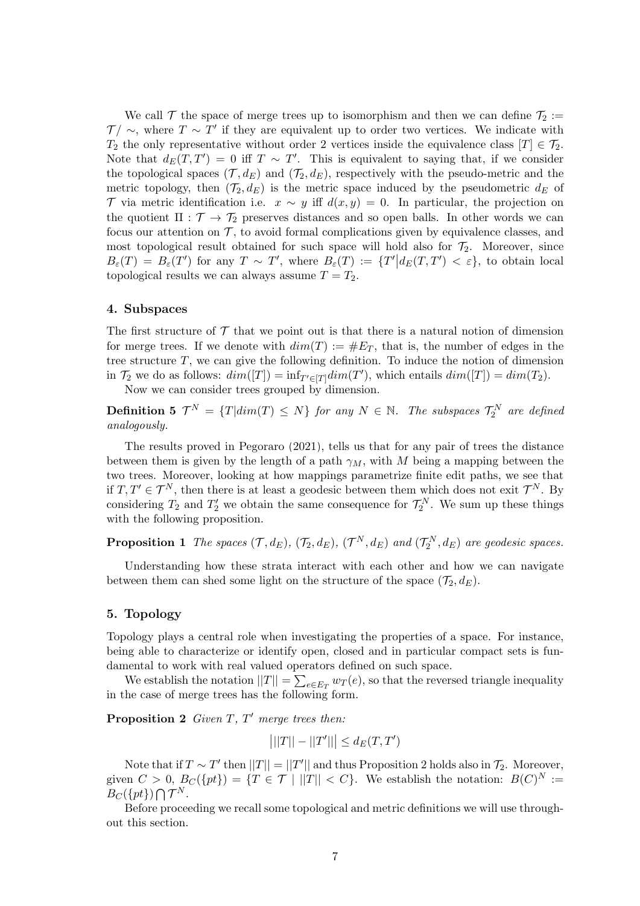We call $\mathcal{T}$ the space of merge trees up to isomorphism and then we can define $\mathcal{T}_2 := \mathcal{T}/\sim$, where $T \sim T'$ if they are equivalent up to order two vertices. We indicate with $T_2$ the only representative without order 2 vertices inside the equivalence class $[T] \in \mathcal{T}_2$. Note that $d_E(T,T') = 0$ iff $T \sim T'$. This is equivalent to saying that, if we consider the topological spaces $(\mathcal{T}, d_E)$ and $(\mathcal{T}_2, d_E)$, respectively with the pseudo-metric and the metric topology, then $(\mathcal{T}_2, d_E)$ is the metric space induced by the pseudometric $d_E$ of $\mathcal{T}$ via metric identification i.e. $x \sim y$ iff $d(x,y) = 0$. In particular, the projection on the quotient $\Pi : \mathcal{T} \rightarrow \mathcal{T}_2$ preserves distances and so open balls. In other words we can focus our attention on $\mathcal{T}$, to avoid formal complications given by equivalence classes, and most topological result obtained for such space will hold also for $\mathcal{T}_2$. Moreover, since $B_\varepsilon(T) = B_\varepsilon(T')$ for any $T \sim T'$, where $B_\varepsilon(T) := \{T' \big| d_E(T,T') < \varepsilon\}$, to obtain local topological results we can always assume $T = T_2$.

## 4. Subspaces

The first structure of $\mathcal{T}$ that we point out is that there is a natural notion of dimension for merge trees. If we denote with $dim(T) := \#E_T$, that is, the number of edges in the tree structure $T$, we can give the following definition. To induce the notion of dimension in $\mathcal{T}_2$ we do as follows: $dim([T]) = \inf_{T' \in [T]} dim(T')$, which entails $dim([T]) = dim(T_2)$.

Now we can consider trees grouped by dimension.

**Definition 5** *$\mathcal{T}^N = \{T | dim(T) \leq N\}$ for any $N \in \mathbb{N}$. The subspaces $\mathcal{T}_2^N$ are defined analogously.*

The results proved in Pegoraro (2021), tells us that for any pair of trees the distance between them is given by the length of a path $\gamma_M$, with $M$ being a mapping between the two trees. Moreover, looking at how mappings parametrize finite edit paths, we see that if $T, T' \in \mathcal{T}^N$, then there is at least a geodesic between them which does not exit $\mathcal{T}^N$. By considering $T_2$ and $T_2'$ we obtain the same consequence for $\mathcal{T}_2^N$. We sum up these things with the following proposition.

**Proposition 1** *The spaces $(\mathcal{T}, d_E)$, $(\mathcal{T}_2, d_E)$, $(\mathcal{T}^N, d_E)$ and $(\mathcal{T}_2^N, d_E)$ are geodesic spaces.*

Understanding how these strata interact with each other and how we can navigate between them can shed some light on the structure of the space $(\mathcal{T}_2, d_E)$.

## 5. Topology

Topology plays a central role when investigating the properties of a space. For instance, being able to characterize or identify open, closed and in particular compact sets is fundamental to work with real valued operators defined on such space.

We establish the notation $||T|| = \sum_{e \in E_T} w_T(e)$, so that the reversed triangle inequality in the case of merge trees has the following form.

**Proposition 2** *Given $T$, $T'$ merge trees then:*

$$\big| ||T|| - ||T'|| \big| \leq d_E(T,T')$$

Note that if $T \sim T'$ then $||T|| = ||T'||$ and thus Proposition 2 holds also in $\mathcal{T}_2$. Moreover, given $C > 0$, $B_C(\{pt\}) = \{T \in \mathcal{T} \mid ||T|| < C\}$. We establish the notation: $B(C)^N := B_C(\{pt\}) \bigcap \mathcal{T}^N$.

Before proceeding we recall some topological and metric definitions we will use throughout this section.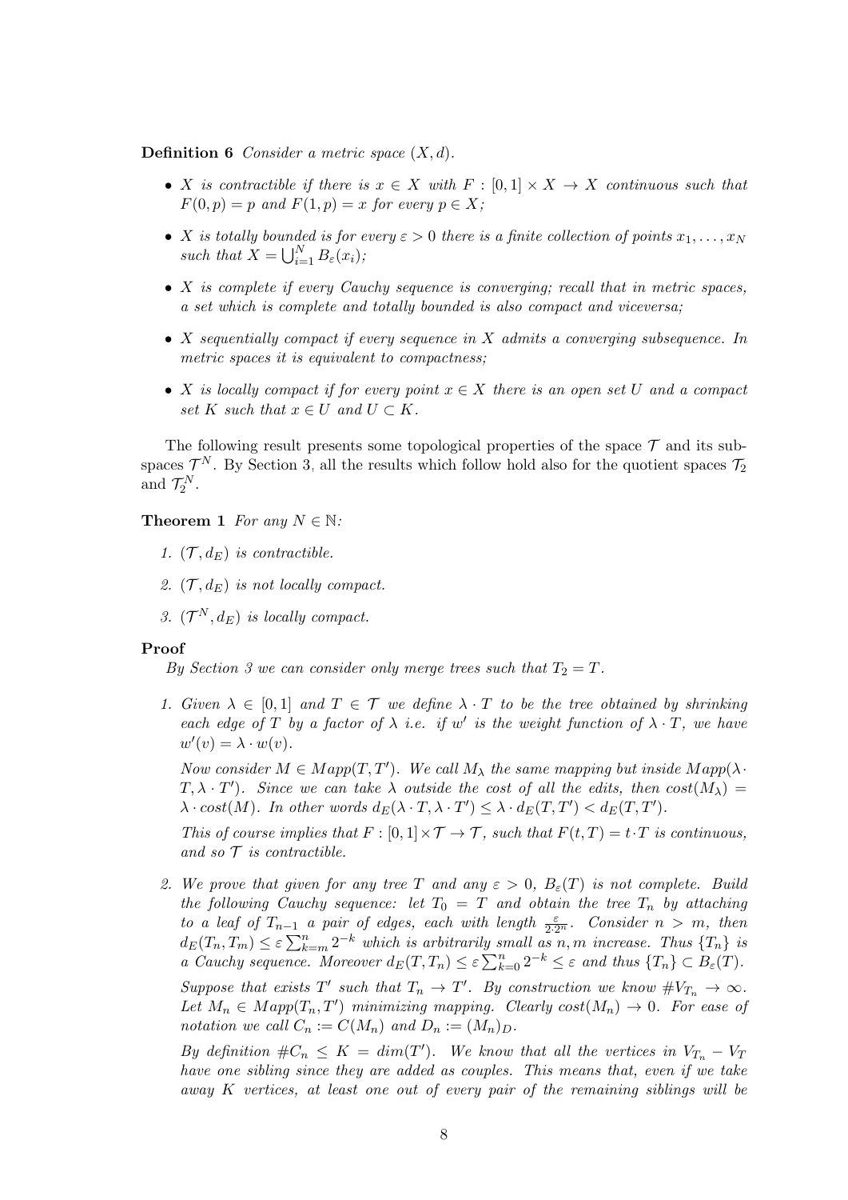**Definition 6** *Consider a metric space $(X, d)$.*

- *$X$ is contractible if there is $x \in X$ with $F : [0,1] \times X \rightarrow X$ continuous such that $F(0,p) = p$ and $F(1,p) = x$ for every $p \in X$;*
- *$X$ is totally bounded is for every $\varepsilon > 0$ there is a finite collection of points $x_1, \ldots, x_N$ such that $X = \bigcup_{i=1}^{N} B_\varepsilon(x_i)$;*
- *$X$ is complete if every Cauchy sequence is converging; recall that in metric spaces, a set which is complete and totally bounded is also compact and viceversa;*
- *$X$ sequentially compact if every sequence in $X$ admits a converging subsequence. In metric spaces it is equivalent to compactness;*
- *$X$ is locally compact if for every point $x \in X$ there is an open set $U$ and a compact set $K$ such that $x \in U$ and $U \subset K$.*

The following result presents some topological properties of the space $\mathcal{T}$ and its subspaces $\mathcal{T}^N$. By Section 3, all the results which follow hold also for the quotient spaces $\mathcal{T}_2$ and $\mathcal{T}_2^N$.

**Theorem 1** *For any $N \in \mathbb{N}$:*

1. *$(\mathcal{T}, d_E)$ is contractible.*
2. *$(\mathcal{T}, d_E)$ is not locally compact.*
3. *$(\mathcal{T}^N, d_E)$ is locally compact.*

**Proof**

*By Section 3 we can consider only merge trees such that $T_2 = T$.*

1. *Given $\lambda \in [0,1]$ and $T \in \mathcal{T}$ we define $\lambda \cdot T$ to be the tree obtained by shrinking each edge of $T$ by a factor of $\lambda$ i.e. if $w'$ is the weight function of $\lambda \cdot T$, we have $w'(v) = \lambda \cdot w(v)$.*

   *Now consider $M \in Mapp(T, T')$. We call $M_\lambda$ the same mapping but inside $Mapp(\lambda \cdot T, \lambda \cdot T')$. Since we can take $\lambda$ outside the cost of all the edits, then $cost(M_\lambda) = \lambda \cdot cost(M)$. In other words $d_E(\lambda \cdot T, \lambda \cdot T') \leq \lambda \cdot d_E(T, T') < d_E(T, T')$.*

   *This of course implies that $F : [0,1] \times \mathcal{T} \rightarrow \mathcal{T}$, such that $F(t, T) = t \cdot T$ is continuous, and so $\mathcal{T}$ is contractible.*

2. *We prove that given for any tree $T$ and any $\varepsilon > 0$, $B_\varepsilon(T)$ is not complete. Build the following Cauchy sequence: let $T_0 = T$ and obtain the tree $T_n$ by attaching to a leaf of $T_{n-1}$ a pair of edges, each with length $\frac{\varepsilon}{2 \cdot 2^n}$. Consider $n > m$, then $d_E(T_n, T_m) \leq \varepsilon \sum_{k=m}^{n} 2^{-k}$ which is arbitrarily small as $n, m$ increase. Thus $\{T_n\}$ is a Cauchy sequence. Moreover $d_E(T, T_n) \leq \varepsilon \sum_{k=0}^{n} 2^{-k} \leq \varepsilon$ and thus $\{T_n\} \subset B_\varepsilon(T)$.*

   *Suppose that exists $T'$ such that $T_n \rightarrow T'$. By construction we know $\# V_{T_n} \rightarrow \infty$. Let $M_n \in Mapp(T_n, T')$ minimizing mapping. Clearly $cost(M_n) \rightarrow 0$. For ease of notation we call $C_n := C(M_n)$ and $D_n := (M_n)_D$.*

   *By definition $\# C_n \leq K = dim(T')$. We know that all the vertices in $V_{T_n} - V_T$ have one sibling since they are added as couples. This means that, even if we take away $K$ vertices, at least one out of every pair of the remaining siblings will be*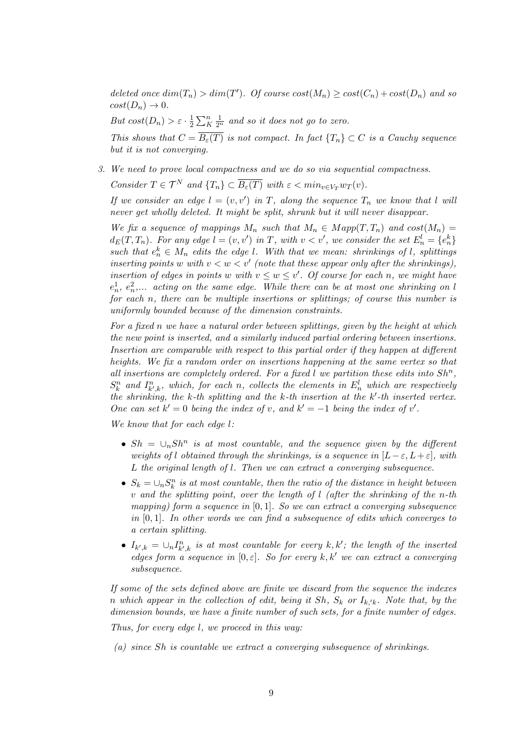*deleted once $dim(T_n) > dim(T')$. Of course $cost(M_n) \geq cost(C_n) + cost(D_n)$ and so $cost(D_n) \to 0$.*

*But $cost(D_n) > \varepsilon \cdot \frac{1}{2}\sum_K^n \frac{1}{2^n}$ and so it does not go to zero.*

*This shows that $C = \overline{B_\varepsilon(T)}$ is not compact. In fact $\{T_n\} \subset C$ is a Cauchy sequence but it is not converging.*

3. *We need to prove local compactness and we do so via sequential compactness.*

   *Consider $T \in \mathcal{T}^N$ and $\{T_n\} \subset \overline{B_\varepsilon(T)}$ with $\varepsilon < min_{v\in V_T} w_T(v)$.*

   *If we consider an edge $l = (v, v')$ in $T$, along the sequence $T_n$ we know that $l$ will never get wholly deleted. It might be split, shrunk but it will never disappear.*

   *We fix a sequence of mappings $M_n$ such that $M_n \in Mapp(T, T_n)$ and $cost(M_n) = d_E(T, T_n)$. For any edge $l = (v, v')$ in $T$, with $v < v'$, we consider the set $E_n^l = \{e_n^k\}$ such that $e_n^k \in M_n$ edits the edge $l$. With that we mean: shrinkings of $l$, splittings inserting points $w$ with $v < w < v'$ (note that these appear only after the shrinkings), insertion of edges in points $w$ with $v \leq w \leq v'$. Of course for each $n$, we might have $e_n^1$, $e_n^2$,... acting on the same edge. While there can be at most one shrinking on $l$ for each $n$, there can be multiple insertions or splittings; of course this number is uniformly bounded because of the dimension constraints.*

   *For a fixed $n$ we have a natural order between splittings, given by the height at which the new point is inserted, and a similarly induced partial ordering between insertions. Insertion are comparable with respect to this partial order if they happen at different heights. We fix a random order on insertions happening at the same vertex so that all insertions are completely ordered. For a fixed $l$ we partition these edits into $Sh^n$, $S_k^n$ and $I_{k',k}^n$, which, for each $n$, collects the elements in $E_n^l$ which are respectively the shrinking, the $k$-th splitting and the $k$-th insertion at the $k'$-th inserted vertex. One can set $k' = 0$ being the index of $v$, and $k' = -1$ being the index of $v'$.*

   *We know that for each edge $l$:*

   - *$Sh = \cup_n Sh^n$ is at most countable, and the sequence given by the different weights of $l$ obtained through the shrinkings, is a sequence in $[L - \varepsilon, L + \varepsilon]$, with $L$ the original length of $l$. Then we can extract a converging subsequence.*
   - *$S_k = \cup_n S_k^n$ is at most countable, then the ratio of the distance in height between $v$ and the splitting point, over the length of $l$ (after the shrinking of the $n$-th mapping) form a sequence in $[0, 1]$. So we can extract a converging subsequence in $[0, 1]$. In other words we can find a subsequence of edits which converges to a certain splitting.*
   - *$I_{k',k} = \cup_n I_{k',k}^n$ is at most countable for every $k, k'$; the length of the inserted edges form a sequence in $[0, \varepsilon]$. So for every $k, k'$ we can extract a converging subsequence.*

   *If some of the sets defined above are finite we discard from the sequence the indexes $n$ which appear in the collection of edit, being it $Sh$, $S_k$ or $I_{k,'k}$. Note that, by the dimension bounds, we have a finite number of such sets, for a finite number of edges.*

   *Thus, for every edge $l$, we proceed in this way:*

   (a) *since $Sh$ is countable we extract a converging subsequence of shrinkings.*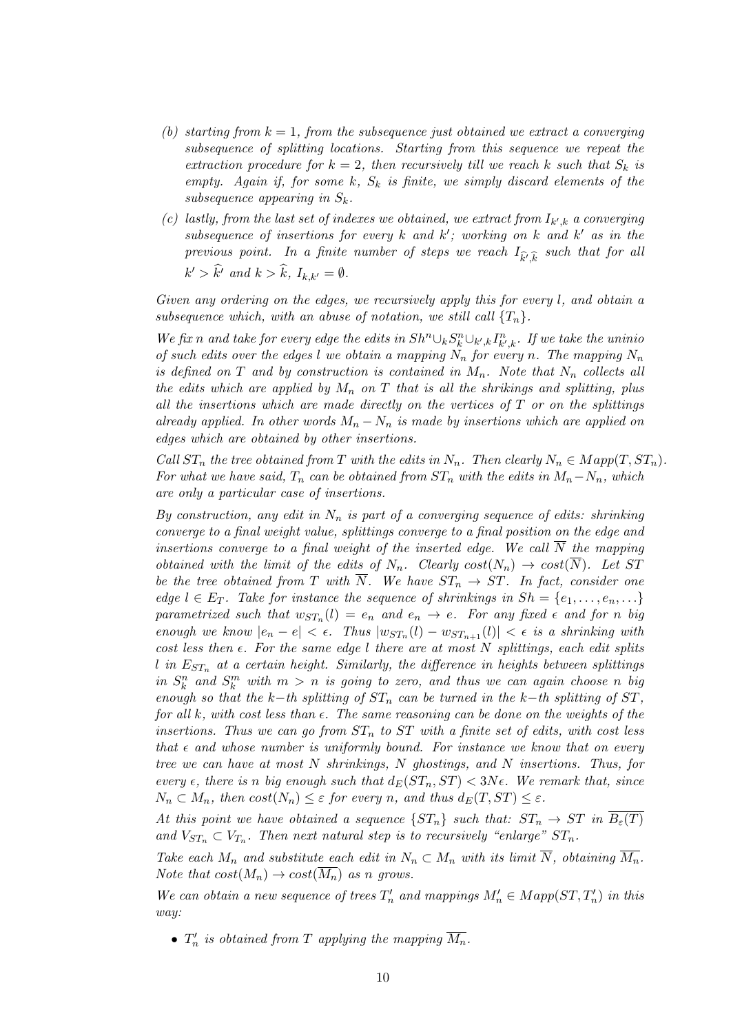*(b) starting from $k = 1$, from the subsequence just obtained we extract a converging subsequence of splitting locations. Starting from this sequence we repeat the extraction procedure for $k = 2$, then recursively till we reach $k$ such that $S_k$ is empty. Again if, for some $k$, $S_k$ is finite, we simply discard elements of the subsequence appearing in $S_k$.*

*(c) lastly, from the last set of indexes we obtained, we extract from $I_{k',k}$ a converging subsequence of insertions for every $k$ and $k'$; working on $k$ and $k'$ as in the previous point. In a finite number of steps we reach $I_{\widehat{k'},\widehat{k}}$ such that for all $k' > \widehat{k'}$ and $k > \widehat{k}$, $I_{k,k'} = \emptyset$.*

*Given any ordering on the edges, we recursively apply this for every $l$, and obtain a subsequence which, with an abuse of notation, we still call $\{T_n\}$.*

*We fix $n$ and take for every edge the edits in $Sh^n \cup_k S^n_k \cup_{k',k} I^n_{k',k}$. If we take the uninio of such edits over the edges $l$ we obtain a mapping $N_n$ for every $n$. The mapping $N_n$ is defined on $T$ and by construction is contained in $M_n$. Note that $N_n$ collects all the edits which are applied by $M_n$ on $T$ that is all the shrikings and splitting, plus all the insertions which are made directly on the vertices of $T$ or on the splittings already applied. In other words $M_n - N_n$ is made by insertions which are applied on edges which are obtained by other insertions.*

*Call $ST_n$ the tree obtained from $T$ with the edits in $N_n$. Then clearly $N_n \in Mapp(T, ST_n)$. For what we have said, $T_n$ can be obtained from $ST_n$ with the edits in $M_n - N_n$, which are only a particular case of insertions.*

*By construction, any edit in $N_n$ is part of a converging sequence of edits: shrinking converge to a final weight value, splittings converge to a final position on the edge and insertions converge to a final weight of the inserted edge. We call $\overline{N}$ the mapping obtained with the limit of the edits of $N_n$. Clearly $cost(N_n) \to cost(\overline{N})$. Let $ST$ be the tree obtained from $T$ with $\overline{N}$. We have $ST_n \to ST$. In fact, consider one edge $l \in E_T$. Take for instance the sequence of shrinkings in $Sh = \{e_1, \dots, e_n, \dots\}$ parametrized such that $w_{ST_n}(l) = e_n$ and $e_n \to e$. For any fixed $\epsilon$ and for $n$ big enough we know $|e_n - e| < \epsilon$. Thus $|w_{ST_n}(l) - w_{ST_{n+1}}(l)| < \epsilon$ is a shrinking with cost less then $\epsilon$. For the same edge $l$ there are at most $N$ splittings, each edit splits $l$ in $E_{ST_n}$ at a certain height. Similarly, the difference in heights between splittings in $S^n_k$ and $S^m_k$ with $m > n$ is going to zero, and thus we can again choose $n$ big enough so that the $k-$th splitting of $ST_n$ can be turned in the $k-$th splitting of $ST$, for all $k$, with cost less than $\epsilon$. The same reasoning can be done on the weights of the insertions. Thus we can go from $ST_n$ to $ST$ with a finite set of edits, with cost less that $\epsilon$ and whose number is uniformly bound. For instance we know that on every tree we can have at most $N$ shrinkings, $N$ ghostings, and $N$ insertions. Thus, for every $\epsilon$, there is $n$ big enough such that $d_E(ST_n, ST) < 3N\epsilon$. We remark that, since $N_n \subset M_n$, then $cost(N_n) \leq \varepsilon$ for every $n$, and thus $d_E(T, ST) \leq \varepsilon$.*

*At this point we have obtained a sequence $\{ST_n\}$ such that: $ST_n \to ST$ in $\overline{B_\varepsilon(T)}$ and $V_{ST_n} \subset V_{T_n}$. Then next natural step is to recursively "enlarge" $ST_n$.*

*Take each $M_n$ and substitute each edit in $N_n \subset M_n$ with its limit $\overline{N}$, obtaining $\overline{M_n}$. Note that $cost(M_n) \to cost(\overline{M_n})$ as $n$ grows.*

*We can obtain a new sequence of trees $T'_n$ and mappings $M'_n \in Mapp(ST, T'_n)$ in this way:*

- *$T'_n$ is obtained from $T$ applying the mapping $\overline{M_n}$.*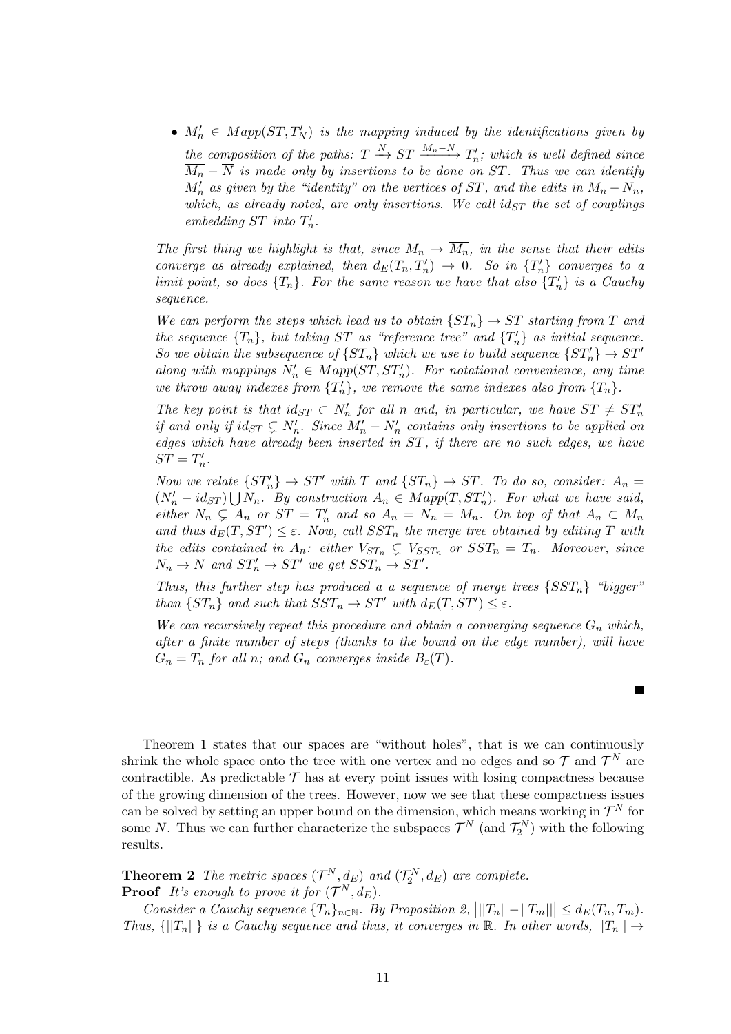- $M'_n \in Mapp(ST, T'_N)$ *is the mapping induced by the identifications given by the composition of the paths:* $T \xrightarrow{\overline{N}} ST \xrightarrow{\overline{M_n}-\overline{N}} T'_n$*; which is well defined since* $\overline{M_n} - \overline{N}$ *is made only by insertions to be done on* $ST$*. Thus we can identify* $M'_n$ *as given by the "identity" on the vertices of* $ST$*, and the edits in* $M_n - N_n$*, which, as already noted, are only insertions. We call* $id_{ST}$ *the set of couplings embedding* $ST$ *into* $T'_n$*.*

*The first thing we highlight is that, since* $M_n \to \overline{M_n}$*, in the sense that their edits converge as already explained, then* $d_E(T_n, T'_n) \to 0$*. So in* $\{T'_n\}$ *converges to a limit point, so does* $\{T_n\}$*. For the same reason we have that also* $\{T'_n\}$ *is a Cauchy sequence.*

*We can perform the steps which lead us to obtain* $\{ST_n\} \to ST$ *starting from* $T$ *and the sequence* $\{T_n\}$*, but taking* $ST$ *as "reference tree" and* $\{T'_n\}$ *as initial sequence. So we obtain the subsequence of* $\{ST_n\}$ *which we use to build sequence* $\{ST'_n\} \to ST'$ *along with mappings* $N'_n \in Mapp(ST, ST'_n)$*. For notational convenience, any time we throw away indexes from* $\{T'_n\}$*, we remove the same indexes also from* $\{T_n\}$*.*

*The key point is that* $id_{ST} \subset N'_n$ *for all* $n$ *and, in particular, we have* $ST \neq ST'_n$ *if and only if* $id_{ST} \subsetneq N'_n$*. Since* $M'_n - N'_n$ *contains only insertions to be applied on edges which have already been inserted in* $ST$*, if there are no such edges, we have* $ST = T'_n$*.*

*Now we relate* $\{ST'_n\} \to ST'$ *with* $T$ *and* $\{ST_n\} \to ST$*. To do so, consider:* $A_n = (N'_n - id_{ST}) \bigcup N_n$*. By construction* $A_n \in Mapp(T, ST'_n)$*. For what we have said, either* $N_n \subsetneq A_n$ *or* $ST = T'_n$ *and so* $A_n = N_n = M_n$*. On top of that* $A_n \subset M_n$ *and thus* $d_E(T, ST') \leq \varepsilon$*. Now, call* $SST_n$ *the merge tree obtained by editing* $T$ *with the edits contained in* $A_n$*: either* $V_{ST_n} \subsetneq V_{SST_n}$ *or* $SST_n = T_n$*. Moreover, since* $N_n \to \overline{N}$ *and* $ST'_n \to ST'$ *we get* $SST_n \to ST'$*.*

*Thus, this further step has produced a a sequence of merge trees* $\{SST_n\}$ *"bigger" than* $\{ST_n\}$ *and such that* $SST_n \to ST'$ *with* $d_E(T, ST') \leq \varepsilon$*.*

*We can recursively repeat this procedure and obtain a converging sequence* $G_n$ *which, after a finite number of steps (thanks to the bound on the edge number), will have* $G_n = T_n$ *for all* $n$*; and* $G_n$ *converges inside* $\overline{B_\varepsilon(T)}$*.*

■

Theorem 1 states that our spaces are "without holes", that is we can continuously shrink the whole space onto the tree with one vertex and no edges and so $\mathcal{T}$ and $\mathcal{T}^N$ are contractible. As predictable $\mathcal{T}$ has at every point issues with losing compactness because of the growing dimension of the trees. However, now we see that these compactness issues can be solved by setting an upper bound on the dimension, which means working in $\mathcal{T}^N$ for some $N$. Thus we can further characterize the subspaces $\mathcal{T}^N$ (and $\mathcal{T}_2^N$) with the following results.

**Theorem 2** *The metric spaces* $(\mathcal{T}^N, d_E)$ *and* $(\mathcal{T}_2^N, d_E)$ *are complete.*
**Proof** *It's enough to prove it for* $(\mathcal{T}^N, d_E)$*.*

*Consider a Cauchy sequence* $\{T_n\}_{n\in\mathbb{N}}$*. By Proposition 2,* $\big| ||T_n|| - ||T_m|| \big| \leq d_E(T_n, T_m)$*. Thus,* $\{||T_n||\}$ *is a Cauchy sequence and thus, it converges in* $\mathbb{R}$*. In other words,* $||T_n|| \to$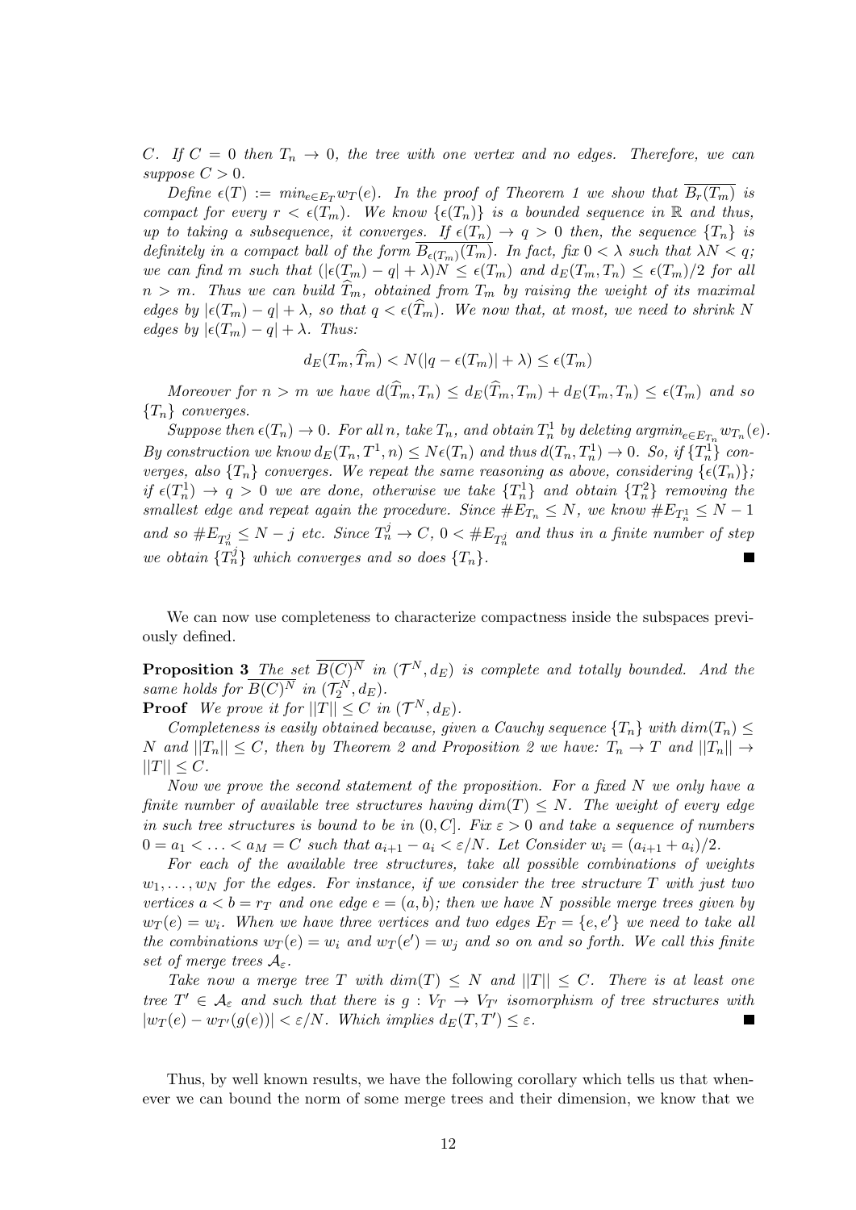*C*. If $C = 0$ then $T_n \to 0$, the tree with one vertex and no edges. Therefore, we can suppose $C > 0$.

*Define* $\epsilon(T) := min_{e \in E_T} w_T(e)$. *In the proof of Theorem 1 we show that* $\overline{B_r(T_m)}$ *is compact for every* $r < \epsilon(T_m)$. *We know* $\{\epsilon(T_n)\}$ *is a bounded sequence in* $\mathbb{R}$ *and thus, up to taking a subsequence, it converges. If* $\epsilon(T_n) \to q > 0$ *then, the sequence* $\{T_n\}$ *is definitely in a compact ball of the form* $\overline{B_{\epsilon(T_m)}(T_m)}$. *In fact, fix* $0 < \lambda$ *such that* $\lambda N < q$; *we can find* $m$ *such that* $(|\epsilon(T_m) - q| + \lambda)N \leq \epsilon(T_m)$ *and* $d_E(T_m, T_n) \leq \epsilon(T_m)/2$ *for all* $n > m$. *Thus we can build* $\widehat{T}_m$, *obtained from* $T_m$ *by raising the weight of its maximal edges by* $|\epsilon(T_m) - q| + \lambda$, *so that* $q < \epsilon(\widehat{T}_m)$. *We now that, at most, we need to shrink* $N$ *edges by* $|\epsilon(T_m) - q| + \lambda$. *Thus:*

$$d_E(T_m, \widehat{T}_m) < N(|q - \epsilon(T_m)| + \lambda) \leq \epsilon(T_m)$$

*Moreover for* $n > m$ *we have* $d(\widehat{T}_m, T_n) \leq d_E(\widehat{T}_m, T_m) + d_E(T_m, T_n) \leq \epsilon(T_m)$ *and so* $\{T_n\}$ *converges.*

*Suppose then* $\epsilon(T_n) \to 0$. *For all* $n$, *take* $T_n$, *and obtain* $T_n^1$ *by deleting* $argmin_{e \in E_{T_n}} w_{T_n}(e)$. *By construction we know* $d_E(T_n, T^1, n) \leq N\epsilon(T_n)$ *and thus* $d(T_n, T_n^1) \to 0$. *So, if* $\{T_n^1\}$ *converges, also* $\{T_n\}$ *converges. We repeat the same reasoning as above, considering* $\{\epsilon(T_n)\}$; *if* $\epsilon(T_n^1) \to q > 0$ *we are done, otherwise we take* $\{T_n^1\}$ *and obtain* $\{T_n^2\}$ *removing the smallest edge and repeat again the procedure. Since* $\#E_{T_n} \leq N$, *we know* $\#E_{T_n^1} \leq N - 1$ *and so* $\#E_{T_n^j} \leq N - j$ *etc. Since* $T_n^j \to C$, $0 < \#E_{T_n^j}$ *and thus in a finite number of step we obtain* $\{T_n^j\}$ *which converges and so does* $\{T_n\}$. ■

We can now use completeness to characterize compactness inside the subspaces previously defined.

**Proposition 3** *The set* $\overline{B(C)^N}$ *in* $(\mathcal{T}^N, d_E)$ *is complete and totally bounded. And the same holds for* $\overline{B(C)^N}$ *in* $(\mathcal{T}_2^N, d_E)$.

**Proof** *We prove it for* $||T|| \leq C$ *in* $(\mathcal{T}^N, d_E)$.

*Completeness is easily obtained because, given a Cauchy sequence* $\{T_n\}$ *with* $dim(T_n) \leq N$ *and* $||T_n|| \leq C$, *then by Theorem 2 and Proposition 2 we have:* $T_n \to T$ *and* $||T_n|| \to ||T|| \leq C$.

*Now we prove the second statement of the proposition. For a fixed* $N$ *we only have a finite number of available tree structures having* $dim(T) \leq N$. *The weight of every edge in such tree structures is bound to be in* $(0, C]$. *Fix* $\varepsilon > 0$ *and take a sequence of numbers* $0 = a_1 < \ldots < a_M = C$ *such that* $a_{i+1} - a_i < \varepsilon/N$. *Let Consider* $w_i = (a_{i+1} + a_i)/2$.

*For each of the available tree structures, take all possible combinations of weights* $w_1, \ldots, w_N$ *for the edges. For instance, if we consider the tree structure* $T$ *with just two vertices* $a < b = r_T$ *and one edge* $e = (a, b)$; *then we have* $N$ *possible merge trees given by* $w_T(e) = w_i$. *When we have three vertices and two edges* $E_T = \{e, e'\}$ *we need to take all the combinations* $w_T(e) = w_i$ *and* $w_T(e') = w_j$ *and so on and so forth. We call this finite set of merge trees* $\mathcal{A}_\varepsilon$.

*Take now a merge tree* $T$ *with* $dim(T) \leq N$ *and* $||T|| \leq C$. *There is at least one tree* $T' \in \mathcal{A}_\varepsilon$ *and such that there is* $g : V_T \to V_{T'}$ *isomorphism of tree structures with* $|w_T(e) - w_{T'}(g(e))| < \varepsilon/N$. *Which implies* $d_E(T, T') \leq \varepsilon$. ■

Thus, by well known results, we have the following corollary which tells us that whenever we can bound the norm of some merge trees and their dimension, we know that we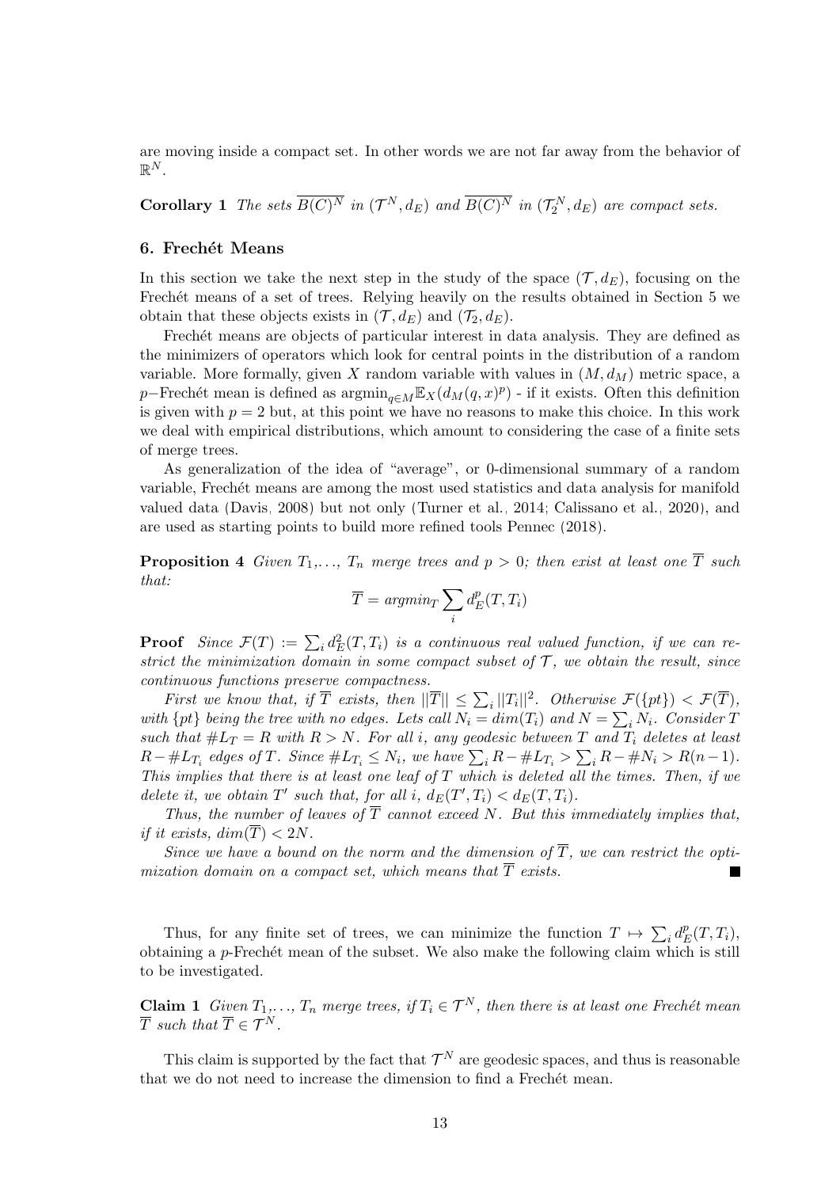are moving inside a compact set. In other words we are not far away from the behavior of $\mathbb{R}^N$.

**Corollary 1** *The sets $\overline{B(C)^N}$ in $(\mathcal{T}^N, d_E)$ and $\overline{B(C)^N}$ in $(\mathcal{T}_2^N, d_E)$ are compact sets.*

## 6. Frechét Means

In this section we take the next step in the study of the space $(\mathcal{T}, d_E)$, focusing on the Frechét means of a set of trees. Relying heavily on the results obtained in Section 5 we obtain that these objects exists in $(\mathcal{T}, d_E)$ and $(\mathcal{T}_2, d_E)$.

Frechét means are objects of particular interest in data analysis. They are defined as the minimizers of operators which look for central points in the distribution of a random variable. More formally, given $X$ random variable with values in $(M, d_M)$ metric space, a $p-$Frechét mean is defined as $\text{argmin}_{q \in M} \mathbb{E}_X(d_M(q,x)^p)$ - if it exists. Often this definition is given with $p = 2$ but, at this point we have no reasons to make this choice. In this work we deal with empirical distributions, which amount to considering the case of a finite sets of merge trees.

As generalization of the idea of "average", or 0-dimensional summary of a random variable, Frechét means are among the most used statistics and data analysis for manifold valued data (Davis, 2008) but not only (Turner et al., 2014; Calissano et al., 2020), and are used as starting points to build more refined tools Pennec (2018).

**Proposition 4** *Given $T_1, \ldots, T_n$ merge trees and $p > 0$; then exist at least one $\overline{T}$ such that:*

$$\overline{T} = \text{argmin}_T \sum_i d_E^p(T, T_i)$$

**Proof** *Since $\mathcal{F}(T) := \sum_i d_E^2(T, T_i)$ is a continuous real valued function, if we can restrict the minimization domain in some compact subset of $\mathcal{T}$, we obtain the result, since continuous functions preserve compactness.*

*First we know that, if $\overline{T}$ exists, then $||\overline{T}|| \leq \sum_i ||T_i||^2$. Otherwise $\mathcal{F}(\{pt\}) < \mathcal{F}(\overline{T})$, with $\{pt\}$ being the tree with no edges. Lets call $N_i = dim(T_i)$ and $N = \sum_i N_i$. Consider $T$ such that $\#L_T = R$ with $R > N$. For all $i$, any geodesic between $T$ and $T_i$ deletes at least $R - \#L_{T_i}$ edges of $T$. Since $\#L_{T_i} \leq N_i$, we have $\sum_i R - \#L_{T_i} > \sum_i R - \#N_i > R(n-1)$. This implies that there is at least one leaf of $T$ which is deleted all the times. Then, if we delete it, we obtain $T'$ such that, for all $i$, $d_E(T', T_i) < d_E(T, T_i)$.*

*Thus, the number of leaves of $\overline{T}$ cannot exceed $N$. But this immediately implies that, if it exists, $dim(\overline{T}) < 2N$.*

*Since we have a bound on the norm and the dimension of $\overline{T}$, we can restrict the optimization domain on a compact set, which means that $\overline{T}$ exists.* ∎

Thus, for any finite set of trees, we can minimize the function $T \mapsto \sum_i d_E^p(T, T_i)$, obtaining a $p$-Frechét mean of the subset. We also make the following claim which is still to be investigated.

**Claim 1** *Given $T_1, \ldots, T_n$ merge trees, if $T_i \in \mathcal{T}^N$, then there is at least one Frechét mean $\overline{T}$ such that $\overline{T} \in \mathcal{T}^N$.*

This claim is supported by the fact that $\mathcal{T}^N$ are geodesic spaces, and thus is reasonable that we do not need to increase the dimension to find a Frechét mean.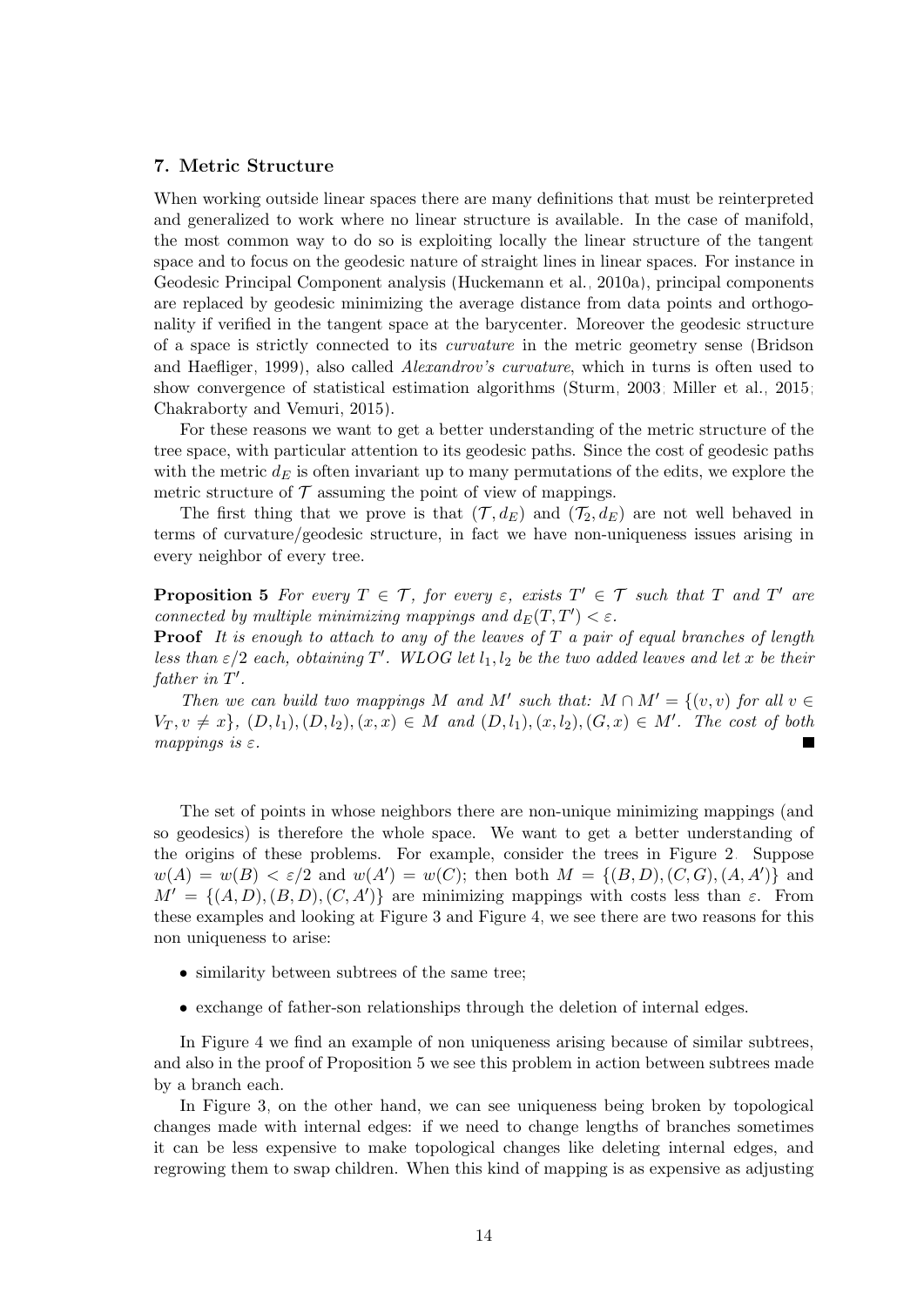### 7. Metric Structure

When working outside linear spaces there are many definitions that must be reinterpreted and generalized to work where no linear structure is available. In the case of manifold, the most common way to do so is exploiting locally the linear structure of the tangent space and to focus on the geodesic nature of straight lines in linear spaces. For instance in Geodesic Principal Component analysis (Huckemann et al., 2010a), principal components are replaced by geodesic minimizing the average distance from data points and orthogonality if verified in the tangent space at the barycenter. Moreover the geodesic structure of a space is strictly connected to its *curvature* in the metric geometry sense (Bridson and Haefliger, 1999), also called *Alexandrov's curvature*, which in turns is often used to show convergence of statistical estimation algorithms (Sturm, 2003; Miller et al., 2015; Chakraborty and Vemuri, 2015).

For these reasons we want to get a better understanding of the metric structure of the tree space, with particular attention to its geodesic paths. Since the cost of geodesic paths with the metric $d_E$ is often invariant up to many permutations of the edits, we explore the metric structure of $\mathcal{T}$ assuming the point of view of mappings.

The first thing that we prove is that $(\mathcal{T}, d_E)$ and $(\mathcal{T}_2, d_E)$ are not well behaved in terms of curvature/geodesic structure, in fact we have non-uniqueness issues arising in every neighbor of every tree.

**Proposition 5** *For every $T \in \mathcal{T}$, for every $\varepsilon$, exists $T' \in \mathcal{T}$ such that $T$ and $T'$ are connected by multiple minimizing mappings and $d_E(T, T') < \varepsilon$.*

**Proof** *It is enough to attach to any of the leaves of $T$ a pair of equal branches of length less than $\varepsilon/2$ each, obtaining $T'$. WLOG let $l_1, l_2$ be the two added leaves and let $x$ be their father in $T'$.*

*Then we can build two mappings $M$ and $M'$ such that: $M \cap M' = \{(v, v)$ for all $v \in V_T, v \neq x\}$, $(D, l_1), (D, l_2), (x, x) \in M$ and $(D, l_1), (x, l_2), (G, x) \in M'$. The cost of both mappings is $\varepsilon$.* ■

The set of points in whose neighbors there are non-unique minimizing mappings (and so geodesics) is therefore the whole space. We want to get a better understanding of the origins of these problems. For example, consider the trees in Figure 2. Suppose $w(A) = w(B) < \varepsilon/2$ and $w(A') = w(C)$; then both $M = \{(B, D), (C, G), (A, A')\}$ and $M' = \{(A, D), (B, D), (C, A')\}$ are minimizing mappings with costs less than $\varepsilon$. From these examples and looking at Figure 3 and Figure 4, we see there are two reasons for this non uniqueness to arise:

- similarity between subtrees of the same tree;
- exchange of father-son relationships through the deletion of internal edges.

In Figure 4 we find an example of non uniqueness arising because of similar subtrees, and also in the proof of Proposition 5 we see this problem in action between subtrees made by a branch each.

In Figure 3, on the other hand, we can see uniqueness being broken by topological changes made with internal edges: if we need to change lengths of branches sometimes it can be less expensive to make topological changes like deleting internal edges, and regrowing them to swap children. When this kind of mapping is as expensive as adjusting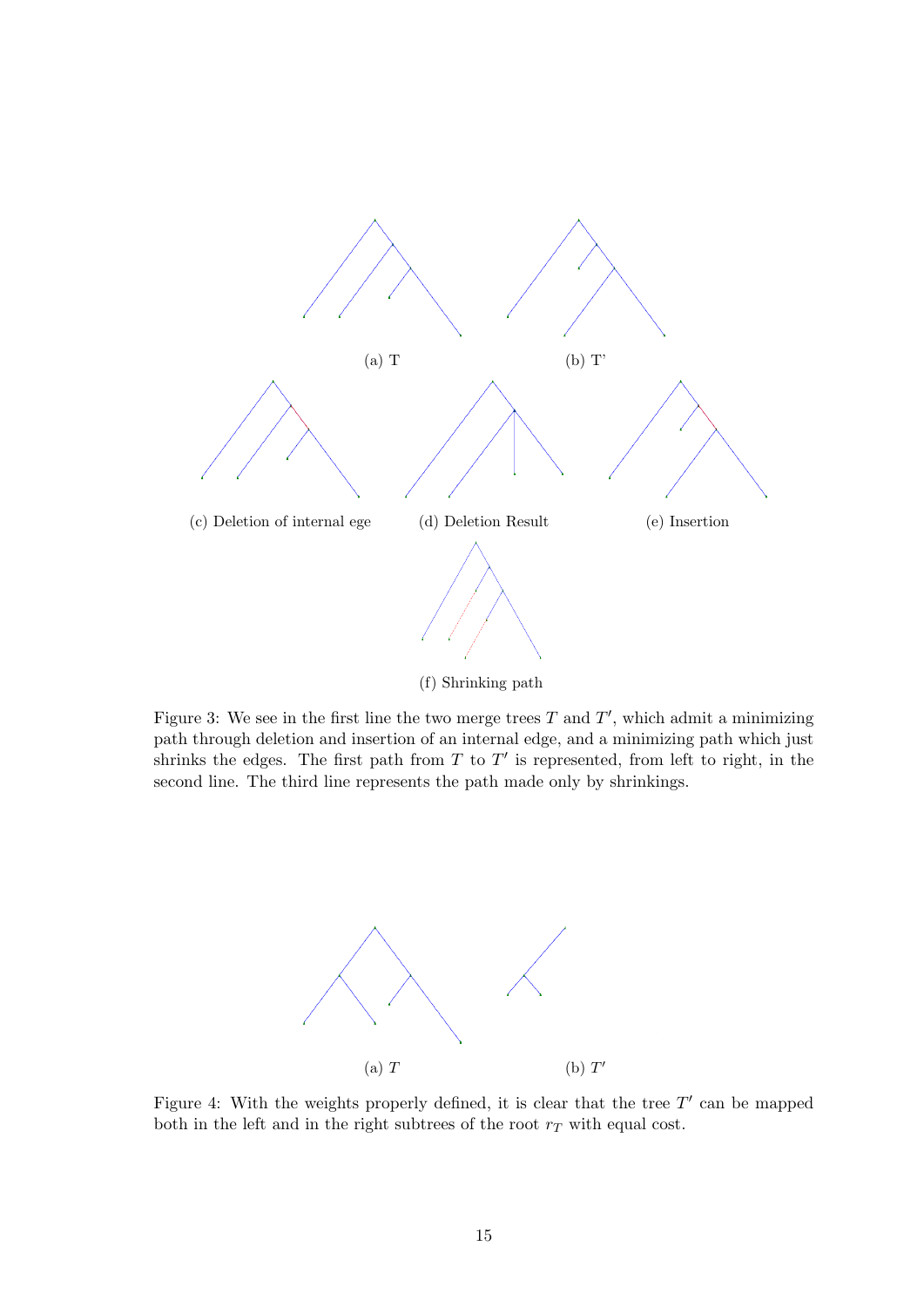(a) T

(b) T'

(c) Deletion of internal ege

(d) Deletion Result

(e) Insertion

(f) Shrinking path

Figure 3: We see in the first line the two merge trees $T$ and $T'$, which admit a minimizing path through deletion and insertion of an internal edge, and a minimizing path which just shrinks the edges. The first path from $T$ to $T'$ is represented, from left to right, in the second line. The third line represents the path made only by shrinkings.

(a) $T$

(b) $T'$

Figure 4: With the weights properly defined, it is clear that the tree $T'$ can be mapped both in the left and in the right subtrees of the root $r_T$ with equal cost.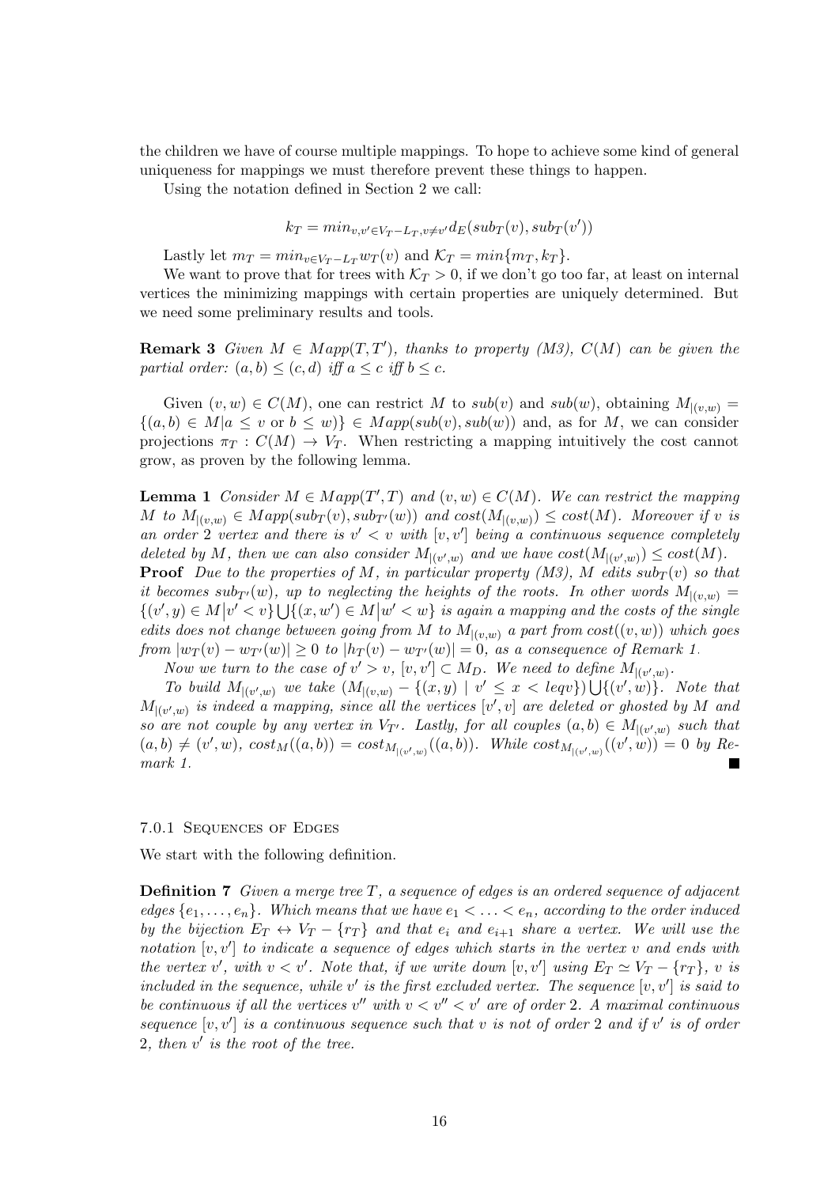the children we have of course multiple mappings. To hope to achieve some kind of general uniqueness for mappings we must therefore prevent these things to happen.

Using the notation defined in Section 2 we call:

$$k_T = min_{v,v' \in V_T - L_T, v \neq v'} d_E(sub_T(v), sub_T(v'))$$

Lastly let $m_T = min_{v \in V_T - L_T} w_T(v)$ and $\mathcal{K}_T = min\{m_T, k_T\}$.

We want to prove that for trees with $\mathcal{K}_T > 0$, if we don't go too far, at least on internal vertices the minimizing mappings with certain properties are uniquely determined. But we need some preliminary results and tools.

**Remark 3** *Given $M \in Mapp(T, T')$, thanks to property (M3), $C(M)$ can be given the partial order: $(a, b) \leq (c, d)$ iff $a \leq c$ iff $b \leq c$.*

Given $(v, w) \in C(M)$, one can restrict $M$ to $sub(v)$ and $sub(w)$, obtaining $M_{|(v,w)} = \{(a, b) \in M | a \leq v \text{ or } b \leq w)\} \in Mapp(sub(v), sub(w))$ and, as for $M$, we can consider projections $\pi_T : C(M) \rightarrow V_T$. When restricting a mapping intuitively the cost cannot grow, as proven by the following lemma.

**Lemma 1** *Consider $M \in Mapp(T', T)$ and $(v, w) \in C(M)$. We can restrict the mapping $M$ to $M_{|(v,w)} \in Mapp(sub_T(v), sub_{T'}(w))$ and $cost(M_{|(v,w)}) \leq cost(M)$. Moreover if $v$ is an order 2 vertex and there is $v' < v$ with $[v, v']$ being a continuous sequence completely deleted by $M$, then we can also consider $M_{|(v',w)}$ and we have $cost(M_{|(v',w)}) \leq cost(M)$.*

**Proof** *Due to the properties of $M$, in particular property (M3), $M$ edits $sub_T(v)$ so that it becomes $sub_{T'}(w)$, up to neglecting the heights of the roots. In other words $M_{|(v,w)} = \{(v', y) \in M \big| v' < v\} \bigcup \{(x, w') \in M \big| w' < w\}$ is again a mapping and the costs of the single edits does not change between going from $M$ to $M_{|(v,w)}$ a part from $cost((v, w))$ which goes from $|w_T(v) - w_{T'}(w)| \geq 0$ to $|h_T(v) - w_{T'}(w)| = 0$, as a consequence of Remark 1.*

*Now we turn to the case of $v' > v$, $[v, v'] \subset M_D$. We need to define $M_{|(v',w)}$.*

*To build $M_{|(v',w)}$ we take $(M_{|(v,w)} - \{(x, y) \mid v' \leq x < leqv\}) \bigcup \{(v', w)\}$. Note that $M_{|(v',w)}$ is indeed a mapping, since all the vertices $[v', v]$ are deleted or ghosted by $M$ and so are not couple by any vertex in $V_{T'}$. Lastly, for all couples $(a, b) \in M_{|(v',w)}$ such that $(a, b) \neq (v', w)$, $cost_M((a, b)) = cost_{M_{|(v',w)}}((a, b))$. While $cost_{M_{|(v',w)}}((v', w)) = 0$ by Remark 1.* ∎

#### 7.0.1 Sequences of Edges

We start with the following definition.

**Definition 7** *Given a merge tree $T$, a sequence of edges is an ordered sequence of adjacent edges $\{e_1, \ldots, e_n\}$. Which means that we have $e_1 < \ldots < e_n$, according to the order induced by the bijection $E_T \leftrightarrow V_T - \{r_T\}$ and that $e_i$ and $e_{i+1}$ share a vertex. We will use the notation $[v, v']$ to indicate a sequence of edges which starts in the vertex $v$ and ends with the vertex $v'$, with $v < v'$. Note that, if we write down $[v, v']$ using $E_T \simeq V_T - \{r_T\}$, $v$ is included in the sequence, while $v'$ is the first excluded vertex. The sequence $[v, v']$ is said to be continuous if all the vertices $v''$ with $v < v'' < v'$ are of order 2. A maximal continuous sequence $[v, v']$ is a continuous sequence such that $v$ is not of order 2 and if $v'$ is of order 2, then $v'$ is the root of the tree.*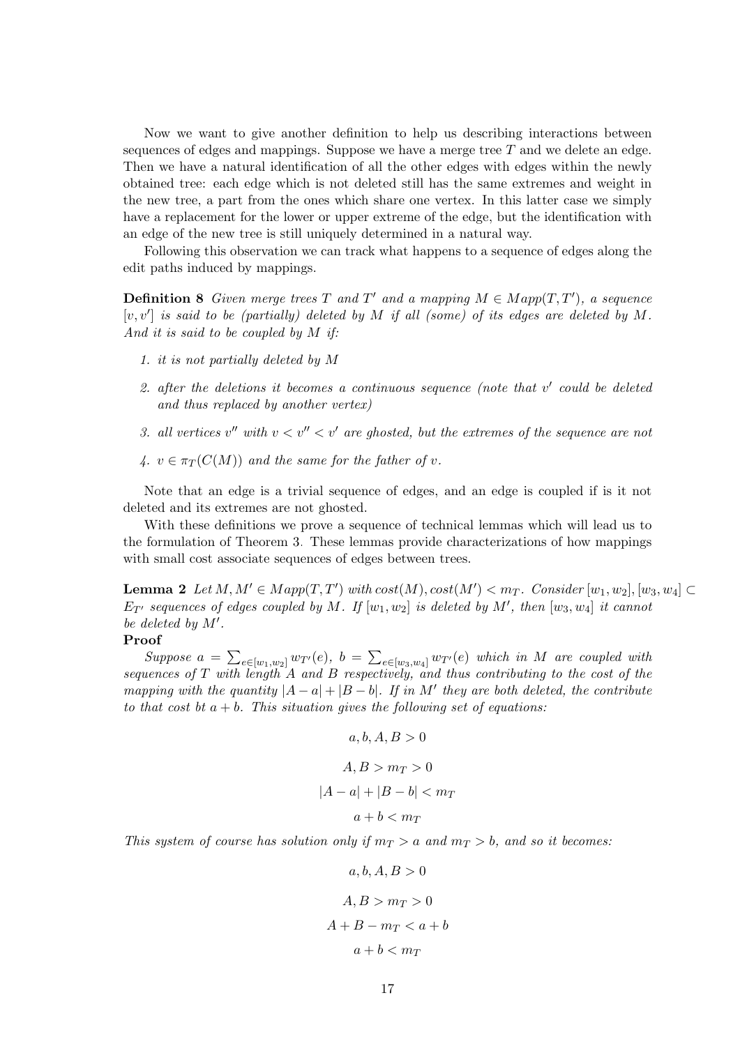Now we want to give another definition to help us describing interactions between sequences of edges and mappings. Suppose we have a merge tree $T$ and we delete an edge. Then we have a natural identification of all the other edges with edges within the newly obtained tree: each edge which is not deleted still has the same extremes and weight in the new tree, a part from the ones which share one vertex. In this latter case we simply have a replacement for the lower or upper extreme of the edge, but the identification with an edge of the new tree is still uniquely determined in a natural way.

Following this observation we can track what happens to a sequence of edges along the edit paths induced by mappings.

**Definition 8** *Given merge trees $T$ and $T'$ and a mapping $M \in Mapp(T, T')$, a sequence $[v, v']$ is said to be (partially) deleted by $M$ if all (some) of its edges are deleted by $M$. And it is said to be coupled by $M$ if:*

1. *it is not partially deleted by $M$*
2. *after the deletions it becomes a continuous sequence (note that $v'$ could be deleted and thus replaced by another vertex)*
3. *all vertices $v''$ with $v < v'' < v'$ are ghosted, but the extremes of the sequence are not*
4. *$v \in \pi_T(C(M))$ and the same for the father of $v$.*

Note that an edge is a trivial sequence of edges, and an edge is coupled if is it not deleted and its extremes are not ghosted.

With these definitions we prove a sequence of technical lemmas which will lead us to the formulation of Theorem 3. These lemmas provide characterizations of how mappings with small cost associate sequences of edges between trees.

**Lemma 2** *Let $M, M' \in Mapp(T, T')$ with $cost(M), cost(M') < m_T$. Consider $[w_1, w_2], [w_3, w_4] \subset E_{T'}$ sequences of edges coupled by $M$. If $[w_1, w_2]$ is deleted by $M'$, then $[w_3, w_4]$ it cannot be deleted by $M'$.*

**Proof**

*Suppose $a = \sum_{e \in [w_1, w_2]} w_{T'}(e)$, $b = \sum_{e \in [w_3, w_4]} w_{T'}(e)$ which in $M$ are coupled with sequences of $T$ with length $A$ and $B$ respectively, and thus contributing to the cost of the mapping with the quantity $|A - a| + |B - b|$. If in $M'$ they are both deleted, the contribute to that cost bt $a + b$. This situation gives the following set of equations:*

$$a, b, A, B > 0$$

$$A, B > m_T > 0$$

$$|A - a| + |B - b| < m_T$$

$$a + b < m_T$$

*This system of course has solution only if $m_T > a$ and $m_T > b$, and so it becomes:*

$$a, b, A, B > 0$$

$$A, B > m_T > 0$$

$$A + B - m_T < a + b$$

$$a + b < m_T$$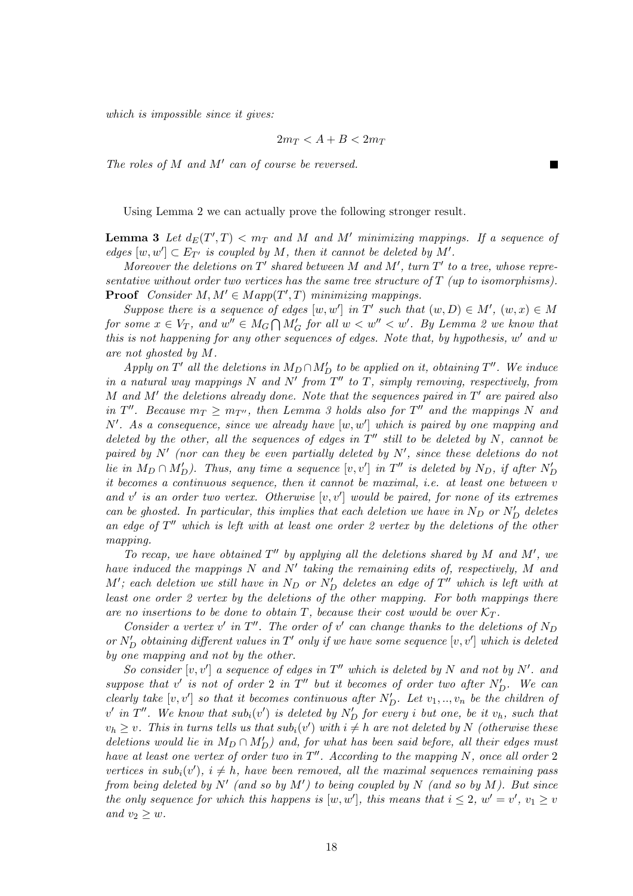*which is impossible since it gives:*

$$2m_T < A + B < 2m_T$$

*The roles of $M$ and $M'$ can of course be reversed.* ■

Using Lemma 2 we can actually prove the following stronger result.

**Lemma 3** *Let $d_E(T', T) < m_T$ and $M$ and $M'$ minimizing mappings. If a sequence of edges $[w, w'] \subset E_{T'}$ is coupled by $M$, then it cannot be deleted by $M'$.*

*Moreover the deletions on $T'$ shared between $M$ and $M'$, turn $T'$ to a tree, whose representative without order two vertices has the same tree structure of $T$ (up to isomorphisms).*

**Proof** *Consider $M, M' \in Mapp(T', T)$ minimizing mappings.*

*Suppose there is a sequence of edges $[w, w']$ in $T'$ such that $(w, D) \in M'$, $(w, x) \in M$ for some $x \in V_T$, and $w'' \in M_G \bigcap M'_G$ for all $w < w'' < w'$. By Lemma 2 we know that this is not happening for any other sequences of edges. Note that, by hypothesis, $w'$ and $w$ are not ghosted by $M$.*

*Apply on $T'$ all the deletions in $M_D \cap M'_D$ to be applied on it, obtaining $T''$. We induce in a natural way mappings $N$ and $N'$ from $T''$ to $T$, simply removing, respectively, from $M$ and $M'$ the deletions already done. Note that the sequences paired in $T'$ are paired also in $T''$. Because $m_T \geq m_{T''}$, then Lemma 3 holds also for $T''$ and the mappings $N$ and $N'$. As a consequence, since we already have $[w, w']$ which is paired by one mapping and deleted by the other, all the sequences of edges in $T''$ still to be deleted by $N$, cannot be paired by $N'$ (nor can they be even partially deleted by $N'$, since these deletions do not lie in $M_D \cap M'_D$). Thus, any time a sequence $[v, v']$ in $T''$ is deleted by $N_D$, if after $N'_D$ it becomes a continuous sequence, then it cannot be maximal, i.e. at least one between $v$ and $v'$ is an order two vertex. Otherwise $[v, v']$ would be paired, for none of its extremes can be ghosted. In particular, this implies that each deletion we have in $N_D$ or $N'_D$ deletes an edge of $T''$ which is left with at least one order 2 vertex by the deletions of the other mapping.*

*To recap, we have obtained $T''$ by applying all the deletions shared by $M$ and $M'$, we have induced the mappings $N$ and $N'$ taking the remaining edits of, respectively, $M$ and $M'$; each deletion we still have in $N_D$ or $N'_D$ deletes an edge of $T''$ which is left with at least one order 2 vertex by the deletions of the other mapping. For both mappings there are no insertions to be done to obtain $T$, because their cost would be over $\mathcal{K}_T$.*

*Consider a vertex $v'$ in $T''$. The order of $v'$ can change thanks to the deletions of $N_D$ or $N'_D$ obtaining different values in $T'$ only if we have some sequence $[v, v']$ which is deleted by one mapping and not by the other.*

*So consider $[v, v']$ a sequence of edges in $T''$ which is deleted by $N$ and not by $N'$. and suppose that $v'$ is not of order 2 in $T''$ but it becomes of order two after $N'_D$. We can clearly take $[v, v']$ so that it becomes continuous after $N'_D$. Let $v_1, .., v_n$ be the children of $v'$ in $T''$. We know that $sub_i(v')$ is deleted by $N'_D$ for every $i$ but one, be it $v_h$, such that $v_h \geq v$. This in turns tells us that $sub_i(v')$ with $i \neq h$ are not deleted by $N$ (otherwise these deletions would lie in $M_D \cap M'_D$) and, for what has been said before, all their edges must have at least one vertex of order two in $T''$. According to the mapping $N$, once all order 2 vertices in $sub_i(v')$, $i \neq h$, have been removed, all the maximal sequences remaining pass from being deleted by $N'$ (and so by $M'$) to being coupled by $N$ (and so by $M$). But since the only sequence for which this happens is $[w, w']$, this means that $i \leq 2$, $w' = v'$, $v_1 \geq v$ and $v_2 \geq w$.*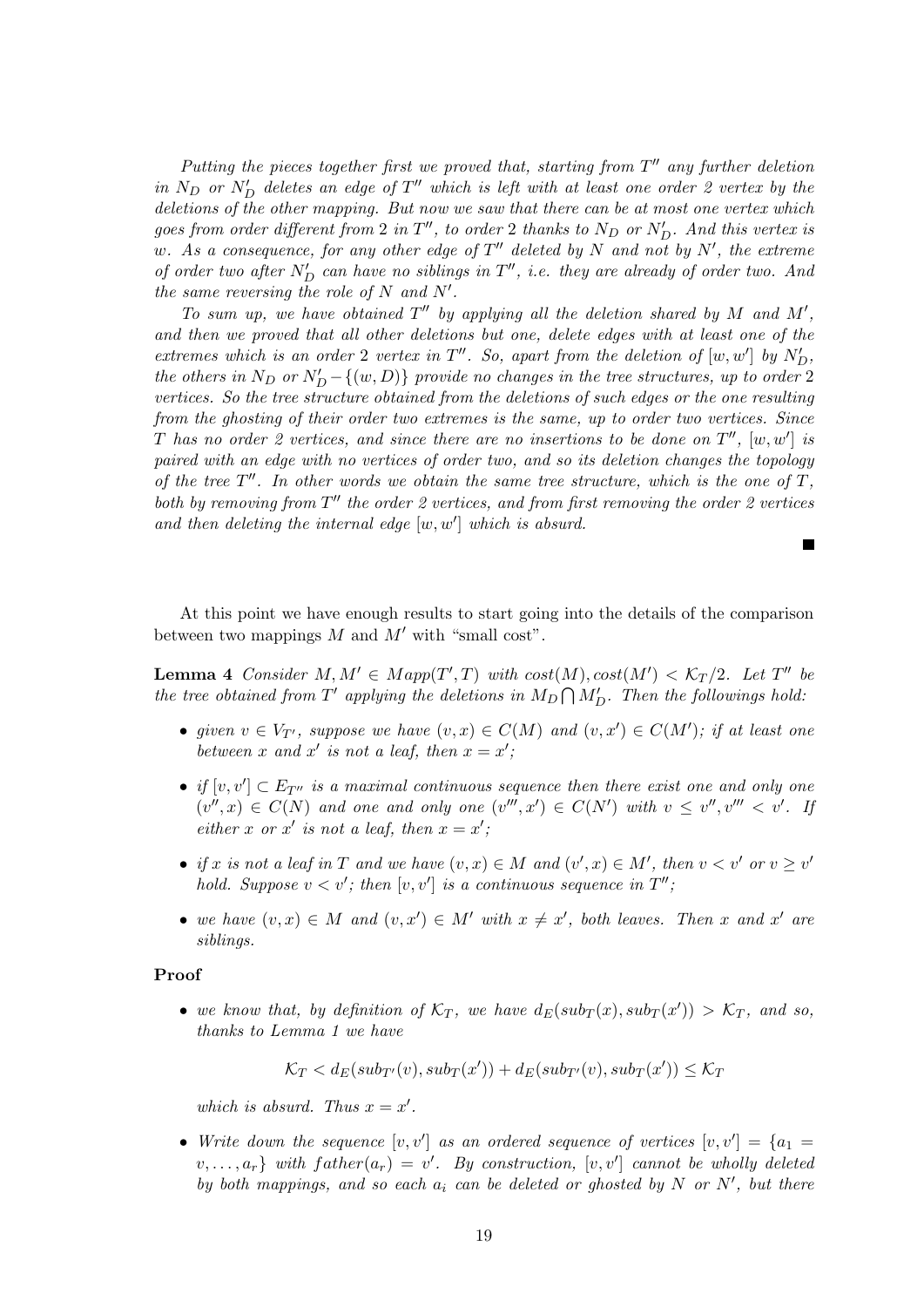*Putting the pieces together first we proved that, starting from $T''$ any further deletion in $N_D$ or $N'_D$ deletes an edge of $T''$ which is left with at least one order 2 vertex by the deletions of the other mapping. But now we saw that there can be at most one vertex which goes from order different from 2 in $T''$, to order 2 thanks to $N_D$ or $N'_D$. And this vertex is $w$. As a consequence, for any other edge of $T''$ deleted by $N$ and not by $N'$, the extreme of order two after $N'_D$ can have no siblings in $T''$, i.e. they are already of order two. And the same reversing the role of $N$ and $N'$.*

*To sum up, we have obtained $T''$ by applying all the deletion shared by $M$ and $M'$, and then we proved that all other deletions but one, delete edges with at least one of the extremes which is an order 2 vertex in $T''$. So, apart from the deletion of $[w, w']$ by $N'_D$, the others in $N_D$ or $N'_D - \{(w, D)\}$ provide no changes in the tree structures, up to order 2 vertices. So the tree structure obtained from the deletions of such edges or the one resulting from the ghosting of their order two extremes is the same, up to order two vertices. Since $T$ has no order 2 vertices, and since there are no insertions to be done on $T''$, $[w, w']$ is paired with an edge with no vertices of order two, and so its deletion changes the topology of the tree $T''$. In other words we obtain the same tree structure, which is the one of $T$, both by removing from $T''$ the order 2 vertices, and from first removing the order 2 vertices and then deleting the internal edge $[w, w']$ which is absurd.*

■

At this point we have enough results to start going into the details of the comparison between two mappings $M$ and $M'$ with "small cost".

**Lemma 4** *Consider $M, M' \in Mapp(T', T)$ with $cost(M), cost(M') < \mathcal{K}_T/2$. Let $T''$ be the tree obtained from $T'$ applying the deletions in $M_D \bigcap M'_D$. Then the followings hold:*

- *given $v \in V_{T'}$, suppose we have $(v, x) \in C(M)$ and $(v, x') \in C(M')$; if at least one between $x$ and $x'$ is not a leaf, then $x = x'$;*
- *if $[v, v'] \subset E_{T''}$ is a maximal continuous sequence then there exist one and only one $(v'', x) \in C(N)$ and one and only one $(v''', x') \in C(N')$ with $v \leq v'', v''' < v'$. If either $x$ or $x'$ is not a leaf, then $x = x'$;*
- *if $x$ is not a leaf in $T$ and we have $(v, x) \in M$ and $(v', x) \in M'$, then $v < v'$ or $v \geq v'$ hold. Suppose $v < v'$; then $[v, v']$ is a continuous sequence in $T''$;*
- *we have $(v, x) \in M$ and $(v, x') \in M'$ with $x \neq x'$, both leaves. Then $x$ and $x'$ are siblings.*

**Proof**

- *we know that, by definition of $\mathcal{K}_T$, we have $d_E(sub_T(x), sub_T(x')) > \mathcal{K}_T$, and so, thanks to Lemma 1 we have*

$$\mathcal{K}_T < d_E(sub_{T'}(v), sub_T(x')) + d_E(sub_{T'}(v), sub_T(x')) \leq \mathcal{K}_T$$

  *which is absurd. Thus $x = x'$.*

- *Write down the sequence $[v, v']$ as an ordered sequence of vertices $[v, v'] = \{a_1 = v, \ldots, a_r\}$ with $father(a_r) = v'$. By construction, $[v, v']$ cannot be wholly deleted by both mappings, and so each $a_i$ can be deleted or ghosted by $N$ or $N'$, but there*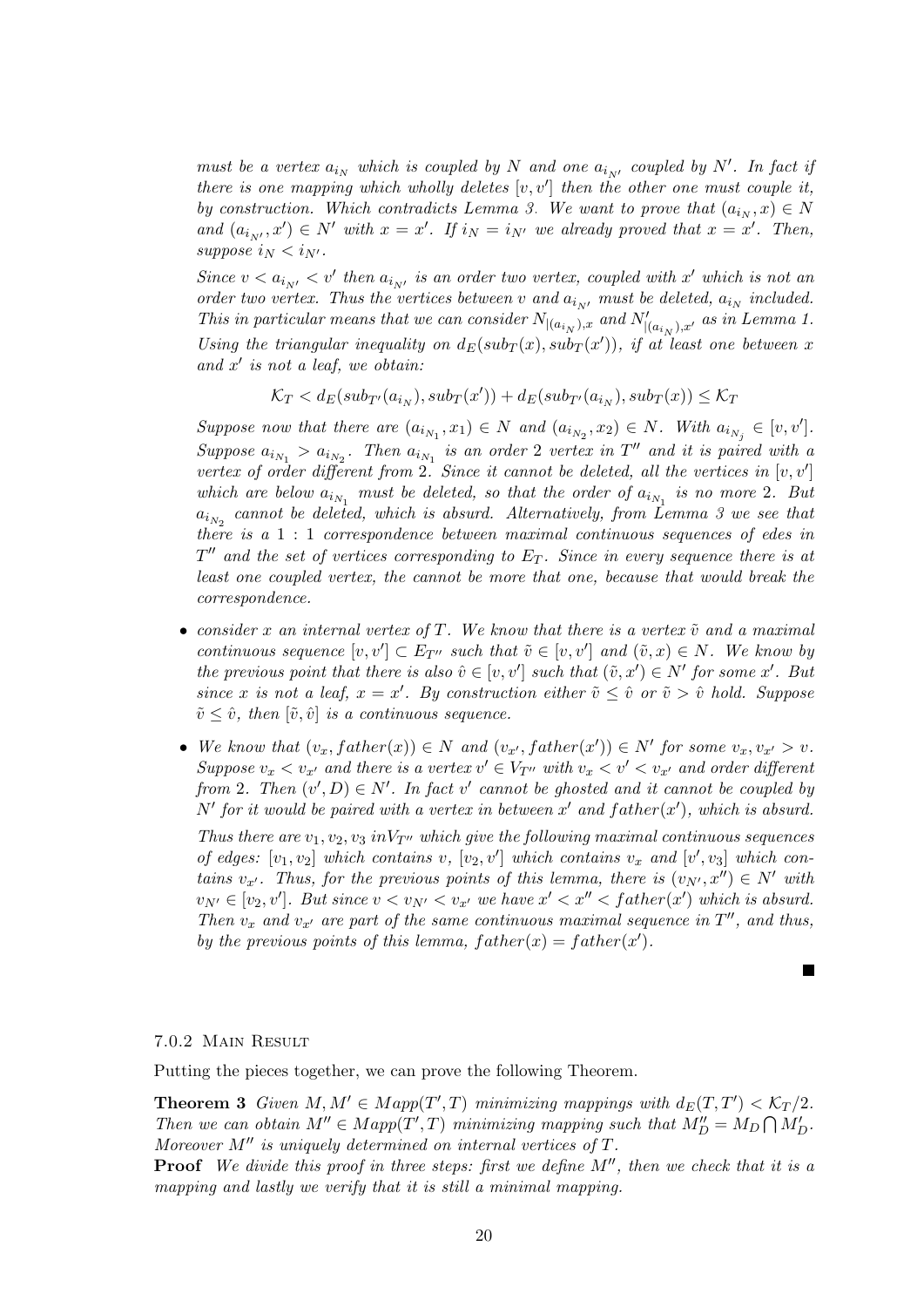*must be a vertex $a_{i_N}$ which is coupled by $N$ and one $a_{i_{N'}}$ coupled by $N'$. In fact if there is one mapping which wholly deletes $[v, v']$ then the other one must couple it, by construction. Which contradicts Lemma 3. We want to prove that $(a_{i_N}, x) \in N$ and $(a_{i_{N'}}, x') \in N'$ with $x = x'$. If $i_N = i_{N'}$ we already proved that $x = x'$. Then, suppose $i_N < i_{N'}$.*

*Since $v < a_{i_{N'}} < v'$ then $a_{i_{N'}}$ is an order two vertex, coupled with $x'$ which is not an order two vertex. Thus the vertices between $v$ and $a_{i_{N'}}$ must be deleted, $a_{i_N}$ included. This in particular means that we can consider $N_{|(a_{i_N}),x}$ and $N'_{|(a_{i_N}),x'}$ as in Lemma 1. Using the triangular inequality on $d_E(sub_T(x), sub_T(x'))$, if at least one between $x$ and $x'$ is not a leaf, we obtain:*

$$\mathcal{K}_T < d_E(sub_{T'}(a_{i_N}), sub_T(x')) + d_E(sub_{T'}(a_{i_N}), sub_T(x)) \leq \mathcal{K}_T$$

*Suppose now that there are $(a_{i_{N_1}}, x_1) \in N$ and $(a_{i_{N_2}}, x_2) \in N$. With $a_{i_{N_j}} \in [v, v']$. Suppose $a_{i_{N_1}} > a_{i_{N_2}}$. Then $a_{i_{N_1}}$ is an order 2 vertex in $T''$ and it is paired with a vertex of order different from 2. Since it cannot be deleted, all the vertices in $[v, v']$ which are below $a_{i_{N_1}}$ must be deleted, so that the order of $a_{i_{N_1}}$ is no more 2. But $a_{i_{N_2}}$ cannot be deleted, which is absurd. Alternatively, from Lemma 3 we see that there is a 1 : 1 correspondence between maximal continuous sequences of edes in $T''$ and the set of vertices corresponding to $E_T$. Since in every sequence there is at least one coupled vertex, the cannot be more that one, because that would break the correspondence.*

- *consider $x$ an internal vertex of $T$. We know that there is a vertex $\tilde{v}$ and a maximal continuous sequence $[v, v'] \subset E_{T''}$ such that $\tilde{v} \in [v, v']$ and $(\tilde{v}, x) \in N$. We know by the previous point that there is also $\hat{v} \in [v, v']$ such that $(\tilde{v}, x') \in N'$ for some $x'$. But since $x$ is not a leaf, $x = x'$. By construction either $\tilde{v} \leq \hat{v}$ or $\tilde{v} > \hat{v}$ hold. Suppose $\tilde{v} \leq \hat{v}$, then $[\tilde{v}, \hat{v}]$ is a continuous sequence.*
- *We know that $(v_x, father(x)) \in N$ and $(v_{x'}, father(x')) \in N'$ for some $v_x, v_{x'} > v$. Suppose $v_x < v_{x'}$ and there is a vertex $v' \in V_{T''}$ with $v_x < v' < v_{x'}$ and order different from 2. Then $(v', D) \in N'$. In fact $v'$ cannot be ghosted and it cannot be coupled by $N'$ for it would be paired with a vertex in between $x'$ and $father(x')$, which is absurd.*

  *Thus there are $v_1, v_2, v_3$ $inV_{T''}$ which give the following maximal continuous sequences of edges: $[v_1, v_2]$ which contains $v$, $[v_2, v']$ which contains $v_x$ and $[v', v_3]$ which contains $v_{x'}$. Thus, for the previous points of this lemma, there is $(v_{N'}, x'') \in N'$ with $v_{N'} \in [v_2, v']$. But since $v < v_{N'} < v_{x'}$ we have $x' < x'' < father(x')$ which is absurd. Then $v_x$ and $v_{x'}$ are part of the same continuous maximal sequence in $T''$, and thus, by the previous points of this lemma, $father(x) = father(x')$.*

■

### 7.0.2 Main Result

Putting the pieces together, we can prove the following Theorem.

**Theorem 3** *Given $M, M' \in Mapp(T', T)$ minimizing mappings with $d_E(T, T') < \mathcal{K}_T/2$. Then we can obtain $M'' \in Mapp(T', T)$ minimizing mapping such that $M''_D = M_D \bigcap M'_D$. Moreover $M''$ is uniquely determined on internal vertices of $T$.*

**Proof** *We divide this proof in three steps: first we define $M''$, then we check that it is a mapping and lastly we verify that it is still a minimal mapping.*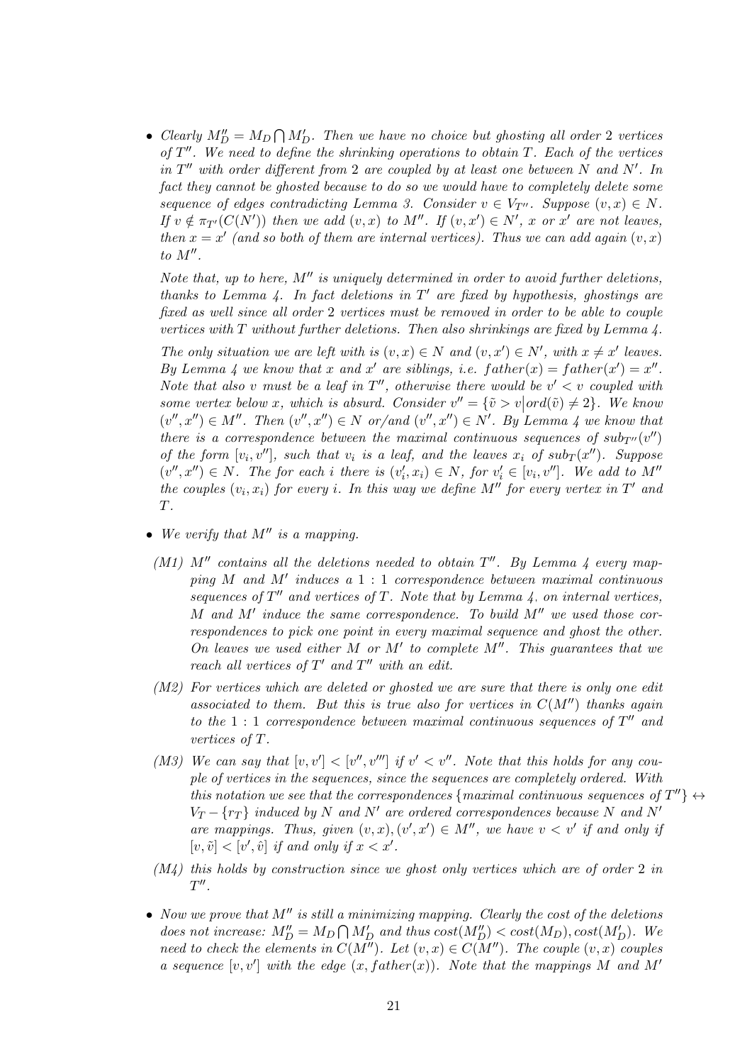- *Clearly $M''_D = M_D \bigcap M'_D$. Then we have no choice but ghosting all order 2 vertices of $T''$. We need to define the shrinking operations to obtain $T$. Each of the vertices in $T''$ with order different from 2 are coupled by at least one between $N$ and $N'$. In fact they cannot be ghosted because to do so we would have to completely delete some sequence of edges contradicting Lemma 3. Consider $v \in V_{T''}$. Suppose $(v,x) \in N$. If $v \notin \pi_{T'}(C(N'))$ then we add $(v,x)$ to $M''$. If $(v,x') \in N'$, $x$ or $x'$ are not leaves, then $x = x'$ (and so both of them are internal vertices). Thus we can add again $(v,x)$ to $M''$.*

  *Note that, up to here, $M''$ is uniquely determined in order to avoid further deletions, thanks to Lemma 4. In fact deletions in $T'$ are fixed by hypothesis, ghostings are fixed as well since all order 2 vertices must be removed in order to be able to couple vertices with $T$ without further deletions. Then also shrinkings are fixed by Lemma 4.*

  *The only situation we are left with is $(v,x) \in N$ and $(v,x') \in N'$, with $x \neq x'$ leaves. By Lemma 4 we know that $x$ and $x'$ are siblings, i.e. $father(x) = father(x') = x''$. Note that also $v$ must be a leaf in $T''$, otherwise there would be $v' < v$ coupled with some vertex below $x$, which is absurd. Consider $v'' = \{\tilde{v} > v \,|\, ord(\tilde{v}) \neq 2\}$. We know $(v'',x'') \in M''$. Then $(v'',x'') \in N$ or/and $(v'',x'') \in N'$. By Lemma 4 we know that there is a correspondence between the maximal continuous sequences of $sub_{T''}(v'')$ of the form $[v_i, v'']$, such that $v_i$ is a leaf, and the leaves $x_i$ of $sub_T(x'')$. Suppose $(v'',x'') \in N$. The for each $i$ there is $(v'_i, x_i) \in N$, for $v'_i \in [v_i, v'']$. We add to $M''$ the couples $(v_i, x_i)$ for every $i$. In this way we define $M''$ for every vertex in $T'$ and $T$.*

- *We verify that $M''$ is a mapping.*

  *(M1) $M''$ contains all the deletions needed to obtain $T''$. By Lemma 4 every mapping $M$ and $M'$ induces a $1:1$ correspondence between maximal continuous sequences of $T''$ and vertices of $T$. Note that by Lemma 4, on internal vertices, $M$ and $M'$ induce the same correspondence. To build $M''$ we used those correspondences to pick one point in every maximal sequence and ghost the other. On leaves we used either $M$ or $M'$ to complete $M''$. This guarantees that we reach all vertices of $T'$ and $T''$ with an edit.*

  *(M2) For vertices which are deleted or ghosted we are sure that there is only one edit associated to them. But this is true also for vertices in $C(M'')$ thanks again to the $1:1$ correspondence between maximal continuous sequences of $T''$ and vertices of $T$.*

  *(M3) We can say that $[v,v'] < [v'',v''']$ if $v' < v''$. Note that this holds for any couple of vertices in the sequences, since the sequences are completely ordered. With this notation we see that the correspondences $\{$maximal continuous sequences of $T''\} \leftrightarrow V_T - \{r_T\}$ induced by $N$ and $N'$ are ordered correspondences because $N$ and $N'$ are mappings. Thus, given $(v,x),(v',x') \in M''$, we have $v < v'$ if and only if $[v,\tilde{v}] < [v',\hat{v}]$ if and only if $x < x'$.*

  *(M4) this holds by construction since we ghost only vertices which are of order 2 in $T''$.*

- *Now we prove that $M''$ is still a minimizing mapping. Clearly the cost of the deletions does not increase: $M''_D = M_D \bigcap M'_D$ and thus $cost(M''_D) < cost(M_D), cost(M'_D)$. We need to check the elements in $C(M'')$. Let $(v,x) \in C(M'')$. The couple $(v,x)$ couples a sequence $[v,v']$ with the edge $(x, father(x))$. Note that the mappings $M$ and $M'$*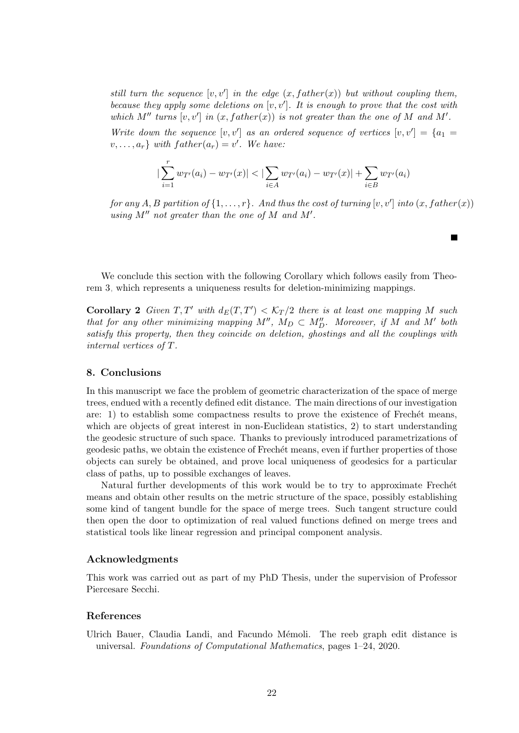*still turn the sequence $[v, v']$ in the edge $(x, father(x))$ but without coupling them, because they apply some deletions on $[v, v']$. It is enough to prove that the cost with which $M''$ turns $[v, v']$ in $(x, father(x))$ is not greater than the one of $M$ and $M'$.*

*Write down the sequence $[v, v']$ as an ordered sequence of vertices $[v, v'] = \{a_1 = v, \ldots, a_r\}$ with $father(a_r) = v'$. We have:*

$$|\sum_{i=1}^{r} w_{T'}(a_i) - w_{T'}(x)| < |\sum_{i \in A} w_{T'}(a_i) - w_{T'}(x)| + \sum_{i \in B} w_{T'}(a_i)$$

*for any $A, B$ partition of $\{1, \ldots, r\}$. And thus the cost of turning $[v, v']$ into $(x, father(x))$ using $M''$ not greater than the one of $M$ and $M'$.*

■

We conclude this section with the following Corollary which follows easily from Theorem 3, which represents a uniqueness results for deletion-minimizing mappings.

**Corollary 2** *Given $T, T'$ with $d_E(T, T') < \mathcal{K}_T/2$ there is at least one mapping $M$ such that for any other minimizing mapping $M''$, $M_D \subset M''_D$. Moreover, if $M$ and $M'$ both satisfy this property, then they coincide on deletion, ghostings and all the couplings with internal vertices of $T$.*

## 8. Conclusions

In this manuscript we face the problem of geometric characterization of the space of merge trees, endued with a recently defined edit distance. The main directions of our investigation are: 1) to establish some compactness results to prove the existence of Frechét means, which are objects of great interest in non-Euclidean statistics, 2) to start understanding the geodesic structure of such space. Thanks to previously introduced parametrizations of geodesic paths, we obtain the existence of Frechét means, even if further properties of those objects can surely be obtained, and prove local uniqueness of geodesics for a particular class of paths, up to possible exchanges of leaves.

Natural further developments of this work would be to try to approximate Frechét means and obtain other results on the metric structure of the space, possibly establishing some kind of tangent bundle for the space of merge trees. Such tangent structure could then open the door to optimization of real valued functions defined on merge trees and statistical tools like linear regression and principal component analysis.

### Acknowledgments

This work was carried out as part of my PhD Thesis, under the supervision of Professor Piercesare Secchi.

### References

Ulrich Bauer, Claudia Landi, and Facundo Mémoli. The reeb graph edit distance is universal. *Foundations of Computational Mathematics*, pages 1–24, 2020.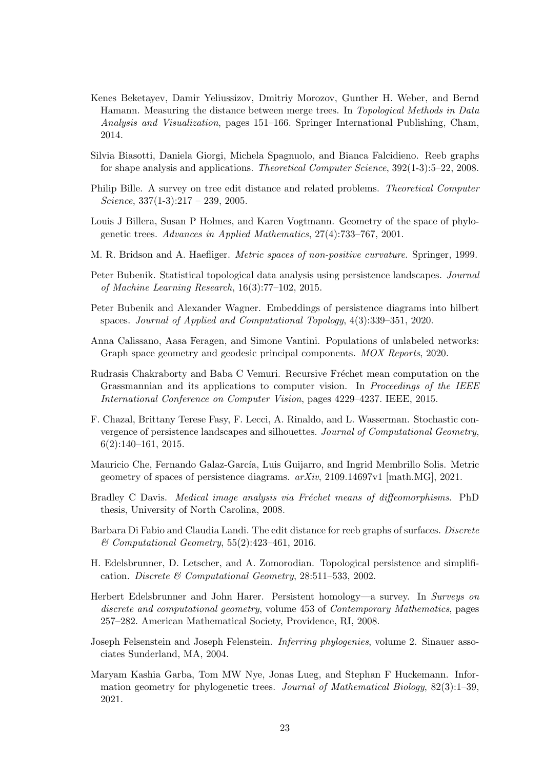Kenes Beketayev, Damir Yeliussizov, Dmitriy Morozov, Gunther H. Weber, and Bernd Hamann. Measuring the distance between merge trees. In *Topological Methods in Data Analysis and Visualization*, pages 151–166. Springer International Publishing, Cham, 2014.

Silvia Biasotti, Daniela Giorgi, Michela Spagnuolo, and Bianca Falcidieno. Reeb graphs for shape analysis and applications. *Theoretical Computer Science*, 392(1-3):5–22, 2008.

Philip Bille. A survey on tree edit distance and related problems. *Theoretical Computer Science*, 337(1-3):217 – 239, 2005.

Louis J Billera, Susan P Holmes, and Karen Vogtmann. Geometry of the space of phylogenetic trees. *Advances in Applied Mathematics*, 27(4):733–767, 2001.

M. R. Bridson and A. Haefliger. *Metric spaces of non-positive curvature*. Springer, 1999.

Peter Bubenik. Statistical topological data analysis using persistence landscapes. *Journal of Machine Learning Research*, 16(3):77–102, 2015.

Peter Bubenik and Alexander Wagner. Embeddings of persistence diagrams into hilbert spaces. *Journal of Applied and Computational Topology*, 4(3):339–351, 2020.

Anna Calissano, Aasa Feragen, and Simone Vantini. Populations of unlabeled networks: Graph space geometry and geodesic principal components. *MOX Reports*, 2020.

Rudrasis Chakraborty and Baba C Vemuri. Recursive Fréchet mean computation on the Grassmannian and its applications to computer vision. In *Proceedings of the IEEE International Conference on Computer Vision*, pages 4229–4237. IEEE, 2015.

F. Chazal, Brittany Terese Fasy, F. Lecci, A. Rinaldo, and L. Wasserman. Stochastic convergence of persistence landscapes and silhouettes. *Journal of Computational Geometry*, 6(2):140–161, 2015.

Mauricio Che, Fernando Galaz-García, Luis Guijarro, and Ingrid Membrillo Solis. Metric geometry of spaces of persistence diagrams. *arXiv*, 2109.14697v1 [math.MG], 2021.

Bradley C Davis. *Medical image analysis via Fréchet means of diffeomorphisms*. PhD thesis, University of North Carolina, 2008.

Barbara Di Fabio and Claudia Landi. The edit distance for reeb graphs of surfaces. *Discrete & Computational Geometry*, 55(2):423–461, 2016.

H. Edelsbrunner, D. Letscher, and A. Zomorodian. Topological persistence and simplification. *Discrete & Computational Geometry*, 28:511–533, 2002.

Herbert Edelsbrunner and John Harer. Persistent homology—a survey. In *Surveys on discrete and computational geometry*, volume 453 of *Contemporary Mathematics*, pages 257–282. American Mathematical Society, Providence, RI, 2008.

Joseph Felsenstein and Joseph Felenstein. *Inferring phylogenies*, volume 2. Sinauer associates Sunderland, MA, 2004.

Maryam Kashia Garba, Tom MW Nye, Jonas Lueg, and Stephan F Huckemann. Information geometry for phylogenetic trees. *Journal of Mathematical Biology*, 82(3):1–39, 2021.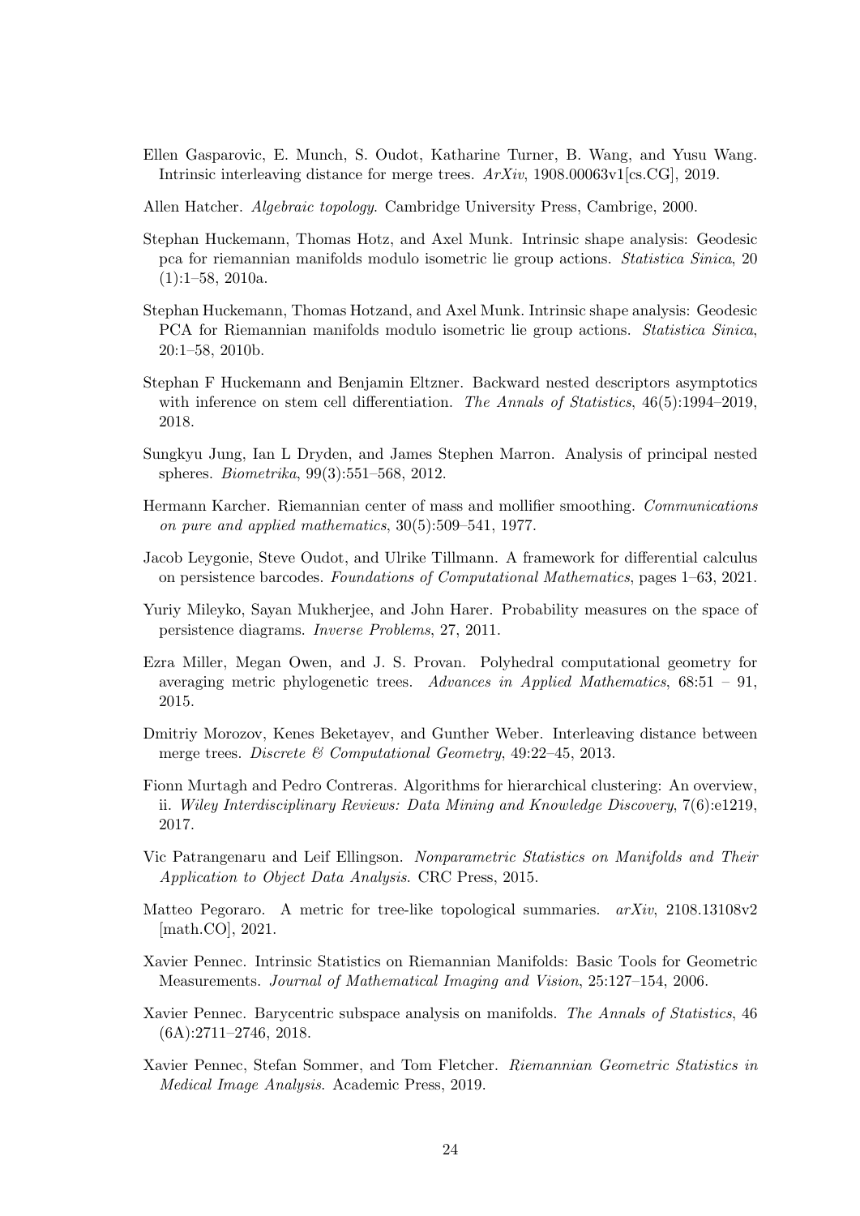Ellen Gasparovic, E. Munch, S. Oudot, Katharine Turner, B. Wang, and Yusu Wang. Intrinsic interleaving distance for merge trees. *ArXiv*, 1908.00063v1[cs.CG], 2019.

Allen Hatcher. *Algebraic topology*. Cambridge University Press, Cambrige, 2000.

Stephan Huckemann, Thomas Hotz, and Axel Munk. Intrinsic shape analysis: Geodesic pca for riemannian manifolds modulo isometric lie group actions. *Statistica Sinica*, 20 (1):1–58, 2010a.

Stephan Huckemann, Thomas Hotzand, and Axel Munk. Intrinsic shape analysis: Geodesic PCA for Riemannian manifolds modulo isometric lie group actions. *Statistica Sinica*, 20:1–58, 2010b.

Stephan F Huckemann and Benjamin Eltzner. Backward nested descriptors asymptotics with inference on stem cell differentiation. *The Annals of Statistics*, 46(5):1994–2019, 2018.

Sungkyu Jung, Ian L Dryden, and James Stephen Marron. Analysis of principal nested spheres. *Biometrika*, 99(3):551–568, 2012.

Hermann Karcher. Riemannian center of mass and mollifier smoothing. *Communications on pure and applied mathematics*, 30(5):509–541, 1977.

Jacob Leygonie, Steve Oudot, and Ulrike Tillmann. A framework for differential calculus on persistence barcodes. *Foundations of Computational Mathematics*, pages 1–63, 2021.

Yuriy Mileyko, Sayan Mukherjee, and John Harer. Probability measures on the space of persistence diagrams. *Inverse Problems*, 27, 2011.

Ezra Miller, Megan Owen, and J. S. Provan. Polyhedral computational geometry for averaging metric phylogenetic trees. *Advances in Applied Mathematics*, 68:51 – 91, 2015.

Dmitriy Morozov, Kenes Beketayev, and Gunther Weber. Interleaving distance between merge trees. *Discrete & Computational Geometry*, 49:22–45, 2013.

Fionn Murtagh and Pedro Contreras. Algorithms for hierarchical clustering: An overview, ii. *Wiley Interdisciplinary Reviews: Data Mining and Knowledge Discovery*, 7(6):e1219, 2017.

Vic Patrangenaru and Leif Ellingson. *Nonparametric Statistics on Manifolds and Their Application to Object Data Analysis*. CRC Press, 2015.

Matteo Pegoraro. A metric for tree-like topological summaries. *arXiv*, 2108.13108v2 [math.CO], 2021.

Xavier Pennec. Intrinsic Statistics on Riemannian Manifolds: Basic Tools for Geometric Measurements. *Journal of Mathematical Imaging and Vision*, 25:127–154, 2006.

Xavier Pennec. Barycentric subspace analysis on manifolds. *The Annals of Statistics*, 46 (6A):2711–2746, 2018.

Xavier Pennec, Stefan Sommer, and Tom Fletcher. *Riemannian Geometric Statistics in Medical Image Analysis*. Academic Press, 2019.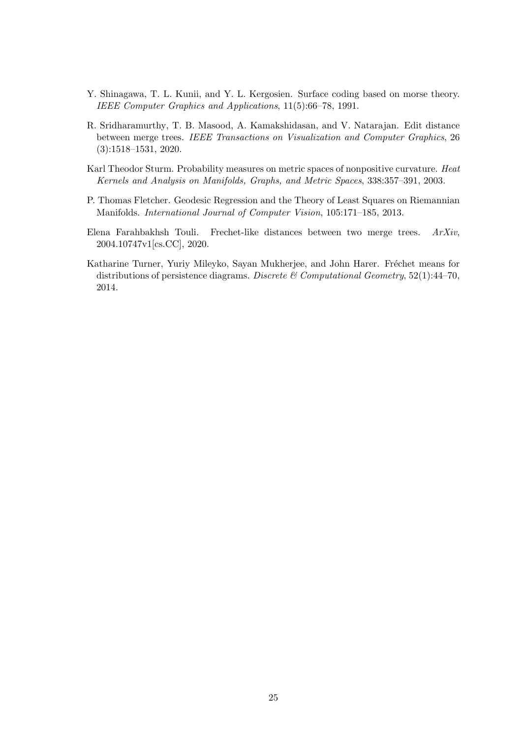Y. Shinagawa, T. L. Kunii, and Y. L. Kergosien. Surface coding based on morse theory. *IEEE Computer Graphics and Applications*, 11(5):66–78, 1991.

R. Sridharamurthy, T. B. Masood, A. Kamakshidasan, and V. Natarajan. Edit distance between merge trees. *IEEE Transactions on Visualization and Computer Graphics*, 26 (3):1518–1531, 2020.

Karl Theodor Sturm. Probability measures on metric spaces of nonpositive curvature. *Heat Kernels and Analysis on Manifolds, Graphs, and Metric Spaces*, 338:357–391, 2003.

P. Thomas Fletcher. Geodesic Regression and the Theory of Least Squares on Riemannian Manifolds. *International Journal of Computer Vision*, 105:171–185, 2013.

Elena Farahbakhsh Touli. Frechet-like distances between two merge trees. *ArXiv*, 2004.10747v1[cs.CC], 2020.

Katharine Turner, Yuriy Mileyko, Sayan Mukherjee, and John Harer. Fréchet means for distributions of persistence diagrams. *Discrete & Computational Geometry*, 52(1):44–70, 2014.